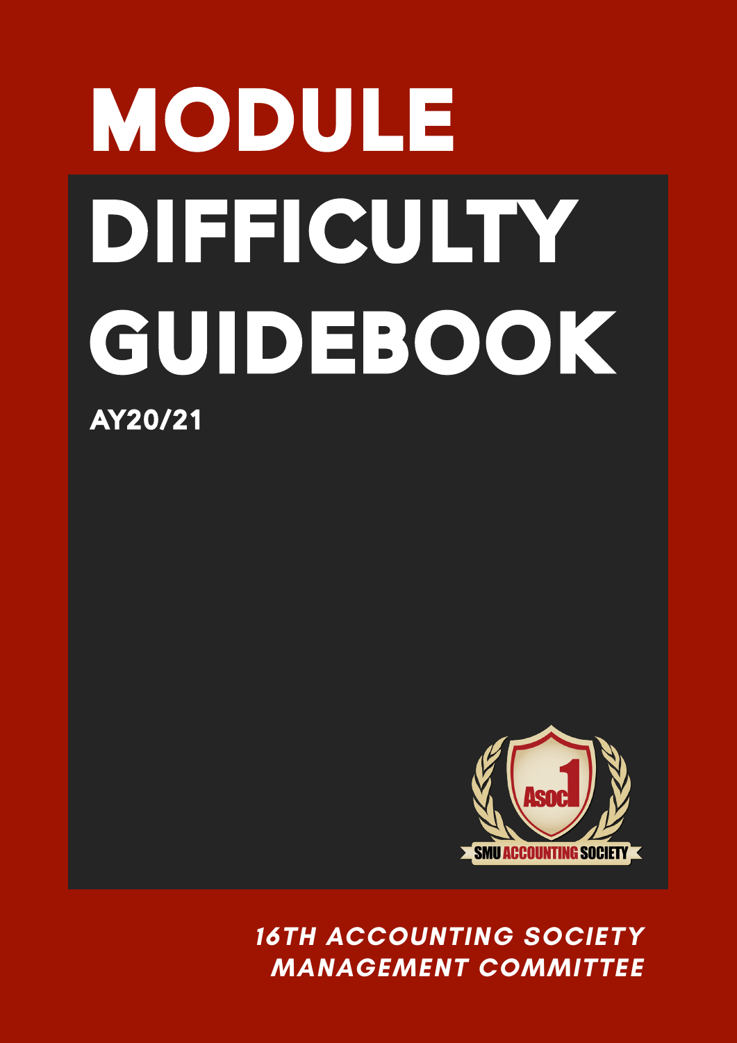# MODULE DIFFICULTY GUIDEBOOK

**AY20/21**

SMU ACCOUNTING SOCIETY

*16TH ACCOUNTING SOCIETY MANAGEMENT COMMITTEE*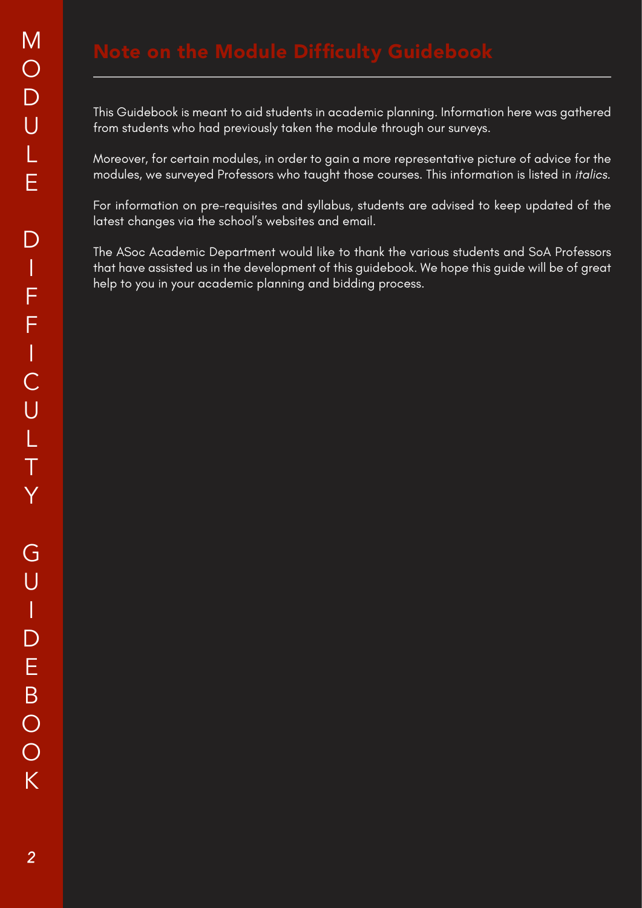# Note on the Module Difficulty Guidebook

This Guidebook is meant to aid students in academic planning. Information here was gathered from students who had previously taken the module through our surveys.

Moreover, for certain modules, in order to gain a more representative picture of advice for the modules, we surveyed Professors who taught those courses. This information is listed in *italics.*

For information on pre-requisites and syllabus, students are advised to keep updated of the latest changes via the school's websites and email.

The ASoc Academic Department would like to thank the various students and SoA Professors that have assisted us in the development of this guidebook. We hope this guide will be of great help to you in your academic planning and bidding process.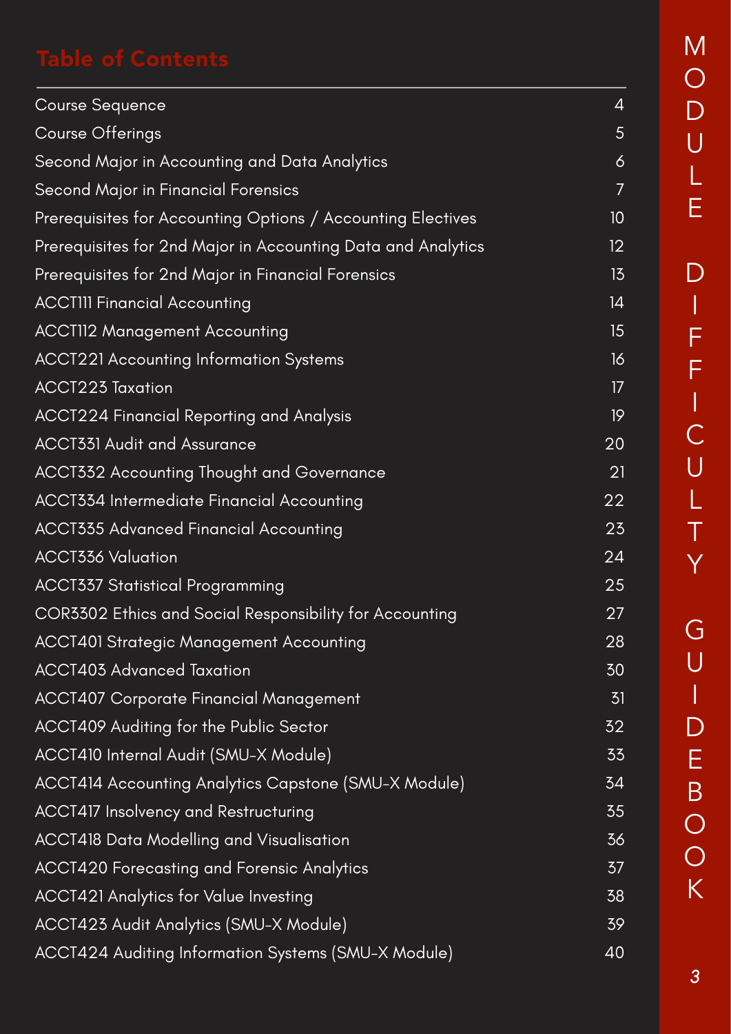# Table of Contents

| | |
|---|---|
| Course Sequence | 4 |
| Course Offerings | 5 |
| Second Major in Accounting and Data Analytics | 6 |
| Second Major in Financial Forensics | 7 |
| Prerequisites for Accounting Options / Accounting Electives | 10 |
| Prerequisites for 2nd Major in Accounting Data and Analytics | 12 |
| Prerequisites for 2nd Major in Financial Forensics | 13 |
| ACCT111 Financial Accounting | 14 |
| ACCT112 Management Accounting | 15 |
| ACCT221 Accounting Information Systems | 16 |
| ACCT223 Taxation | 17 |
| ACCT224 Financial Reporting and Analysis | 19 |
| ACCT331 Audit and Assurance | 20 |
| ACCT332 Accounting Thought and Governance | 21 |
| ACCT334 Intermediate Financial Accounting | 22 |
| ACCT335 Advanced Financial Accounting | 23 |
| ACCT336 Valuation | 24 |
| ACCT337 Statistical Programming | 25 |
| COR3302 Ethics and Social Responsibility for Accounting | 27 |
| ACCT401 Strategic Management Accounting | 28 |
| ACCT403 Advanced Taxation | 30 |
| ACCT407 Corporate Financial Management | 31 |
| ACCT409 Auditing for the Public Sector | 32 |
| ACCT410 Internal Audit (SMU-X Module) | 33 |
| ACCT414 Accounting Analytics Capstone (SMU-X Module) | 34 |
| ACCT417 Insolvency and Restructuring | 35 |
| ACCT418 Data Modelling and Visualisation | 36 |
| ACCT420 Forecasting and Forensic Analytics | 37 |
| ACCT421 Analytics for Value Investing | 38 |
| ACCT423 Audit Analytics (SMU-X Module) | 39 |
| ACCT424 Auditing Information Systems (SMU-X Module) | 40 |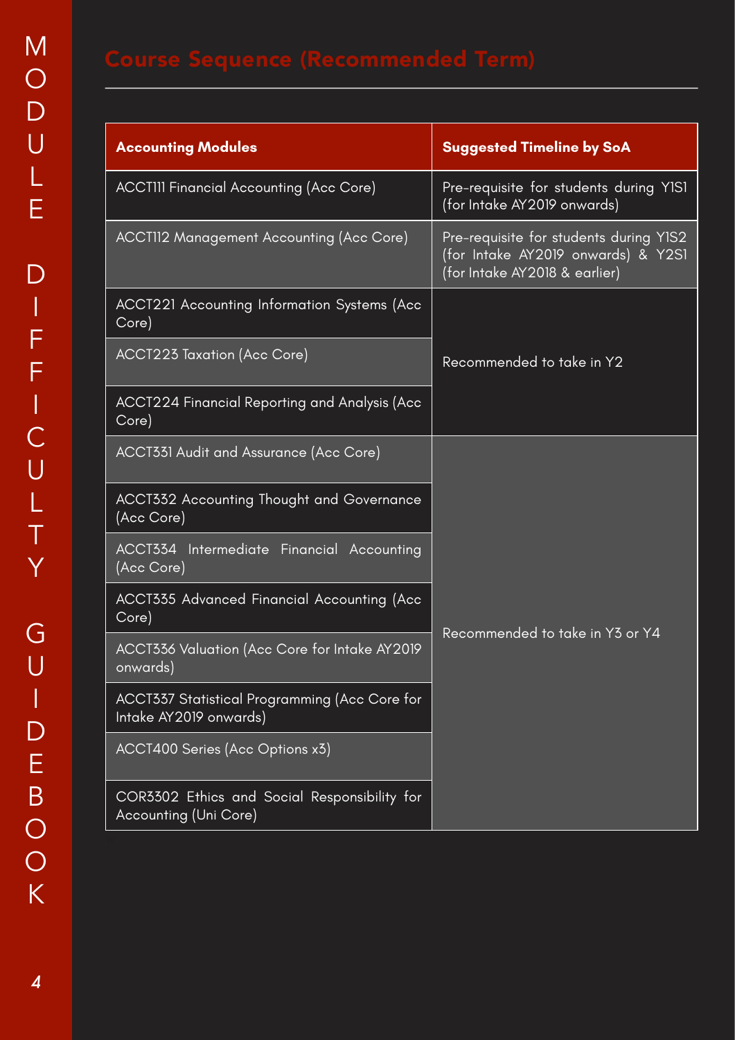## Course Sequence (Recommended Term)

| Accounting Modules | Suggested Timeline by SoA |
|---|---|
| ACCT111 Financial Accounting (Acc Core) | Pre-requisite for students during Y1S1 (for Intake AY2019 onwards) |
| ACCT112 Management Accounting (Acc Core) | Pre-requisite for students during Y1S2 (for Intake AY2019 onwards) & Y2S1 (for Intake AY2018 & earlier) |
| ACCT221 Accounting Information Systems (Acc Core) | Recommended to take in Y2 |
| ACCT223 Taxation (Acc Core) | |
| ACCT224 Financial Reporting and Analysis (Acc Core) | |
| ACCT331 Audit and Assurance (Acc Core) | Recommended to take in Y3 or Y4 |
| ACCT332 Accounting Thought and Governance (Acc Core) | |
| ACCT334 Intermediate Financial Accounting (Acc Core) | |
| ACCT335 Advanced Financial Accounting (Acc Core) | |
| ACCT336 Valuation (Acc Core for Intake AY2019 onwards) | |
| ACCT337 Statistical Programming (Acc Core for Intake AY2019 onwards) | |
| ACCT400 Series (Acc Options x3) | |
| COR3302 Ethics and Social Responsibility for Accounting (Uni Core) | |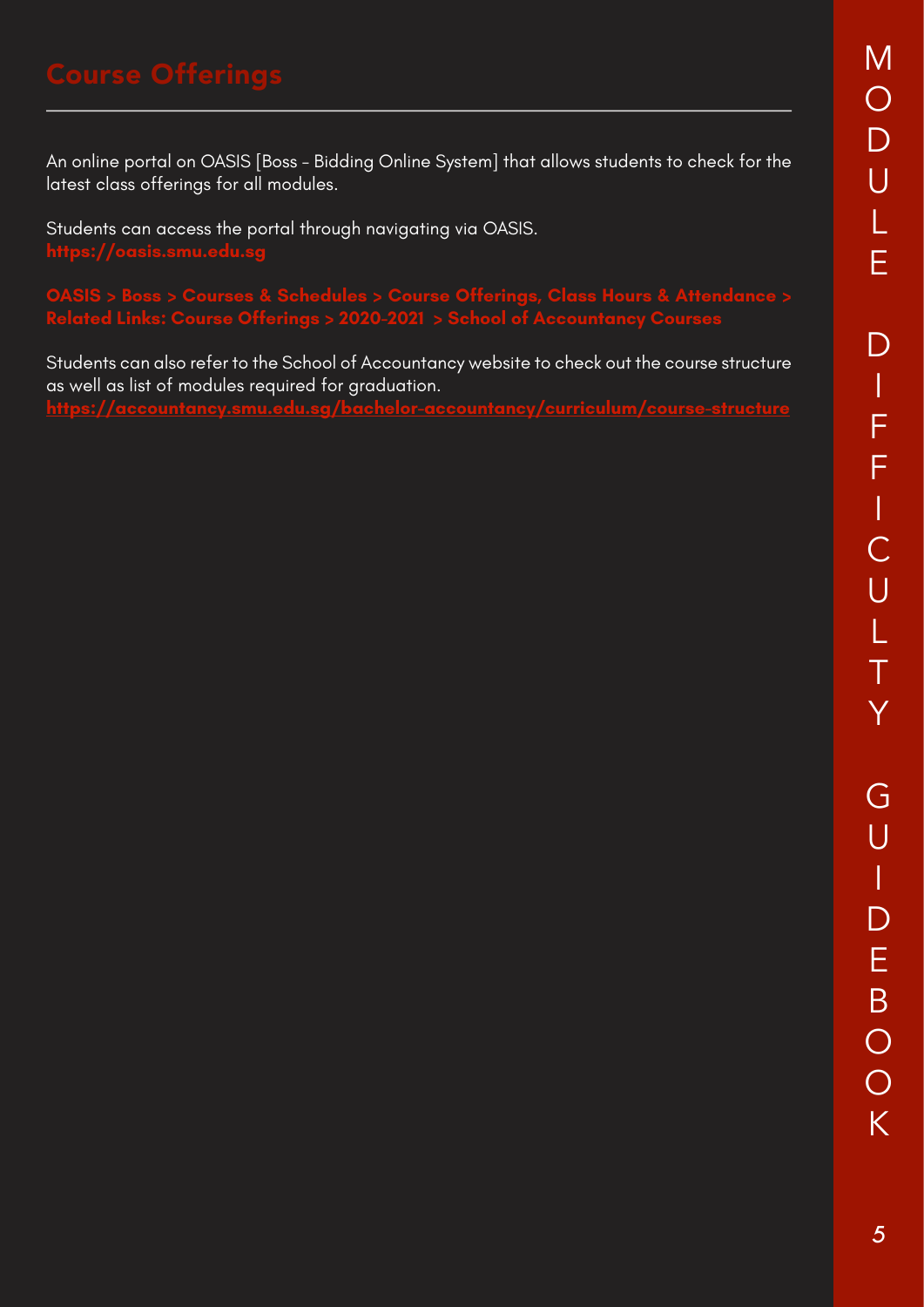## Course Offerings

An online portal on OASIS [Boss - Bidding Online System] that allows students to check for the latest class offerings for all modules.

Students can access the portal through navigating via OASIS.
**https://oasis.smu.edu.sg**

**OASIS > Boss > Courses & Schedules > Course Offerings, Class Hours & Attendance > Related Links: Course Offerings > 2020-2021 > School of Accountancy Courses**

Students can also refer to the School of Accountancy website to check out the course structure as well as list of modules required for graduation.
**https://accountancy.smu.edu.sg/bachelor-accountancy/curriculum/course-structure**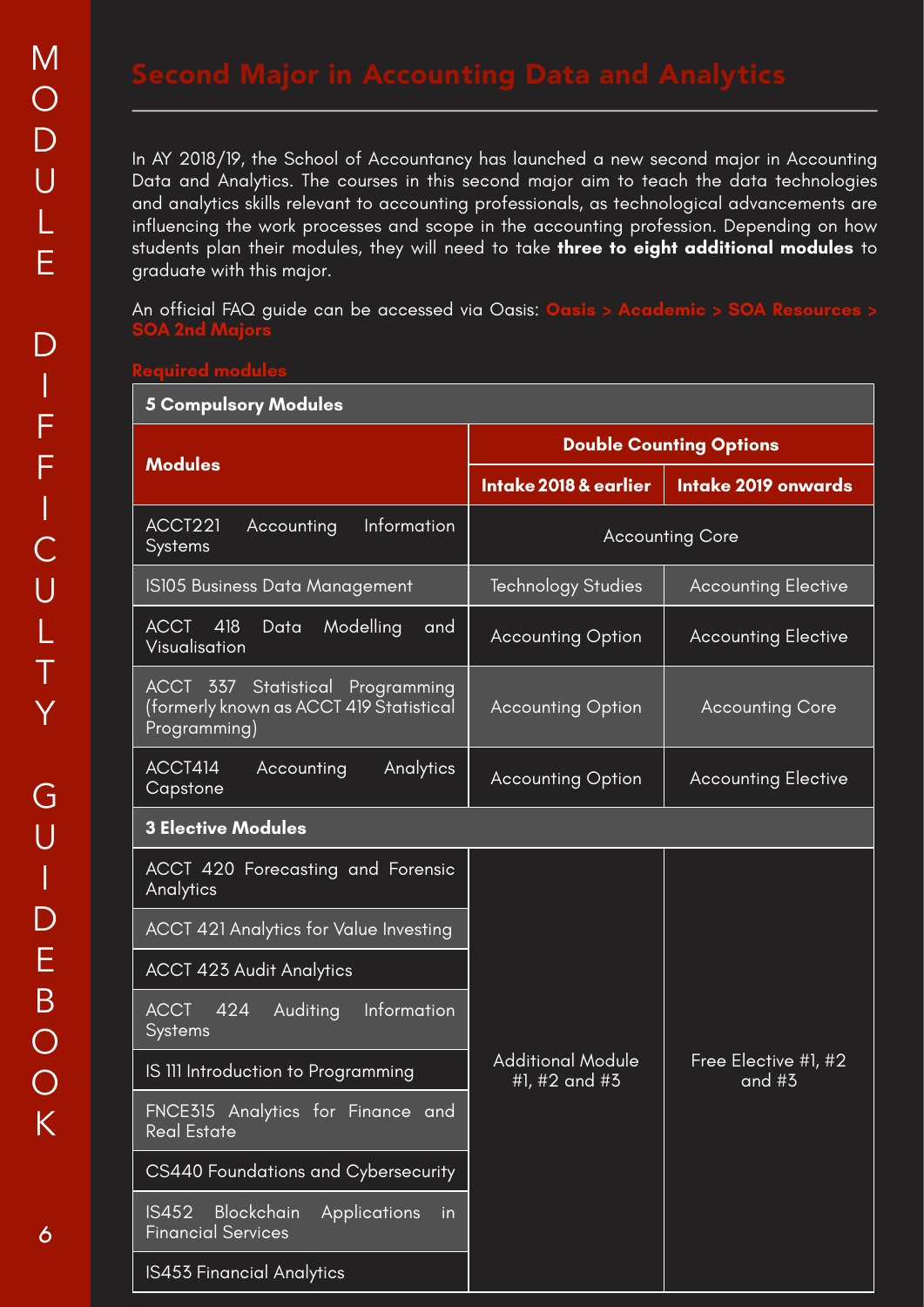# Second Major in Accounting Data and Analytics

In AY 2018/19, the School of Accountancy has launched a new second major in Accounting Data and Analytics. The courses in this second major aim to teach the data technologies and analytics skills relevant to accounting professionals, as technological advancements are influencing the work processes and scope in the accounting profession. Depending on how students plan their modules, they will need to take **three to eight additional modules** to graduate with this major.

An official FAQ guide can be accessed via Oasis: **Oasis > Academic > SOA Resources > SOA 2nd Majors**

**Required modules**

| Modules | Double Counting Options | |
|---|---|---|
| | Intake 2018 & earlier | Intake 2019 onwards |
| **5 Compulsory Modules** | | |
| ACCT221 Accounting Information Systems | Accounting Core | |
| IS105 Business Data Management | Technology Studies | Accounting Elective |
| ACCT 418 Data Modelling and Visualisation | Accounting Option | Accounting Elective |
| ACCT 337 Statistical Programming (formerly known as ACCT 419 Statistical Programming) | Accounting Option | Accounting Core |
| ACCT414 Accounting Analytics Capstone | Accounting Option | Accounting Elective |
| **3 Elective Modules** | | |
| ACCT 420 Forecasting and Forensic Analytics | Additional Module #1, #2 and #3 | Free Elective #1, #2 and #3 |
| ACCT 421 Analytics for Value Investing | | |
| ACCT 423 Audit Analytics | | |
| ACCT 424 Auditing Information Systems | | |
| IS 111 Introduction to Programming | | |
| FNCE315 Analytics for Finance and Real Estate | | |
| CS440 Foundations and Cybersecurity | | |
| IS452 Blockchain Applications in Financial Services | | |
| IS453 Financial Analytics | | |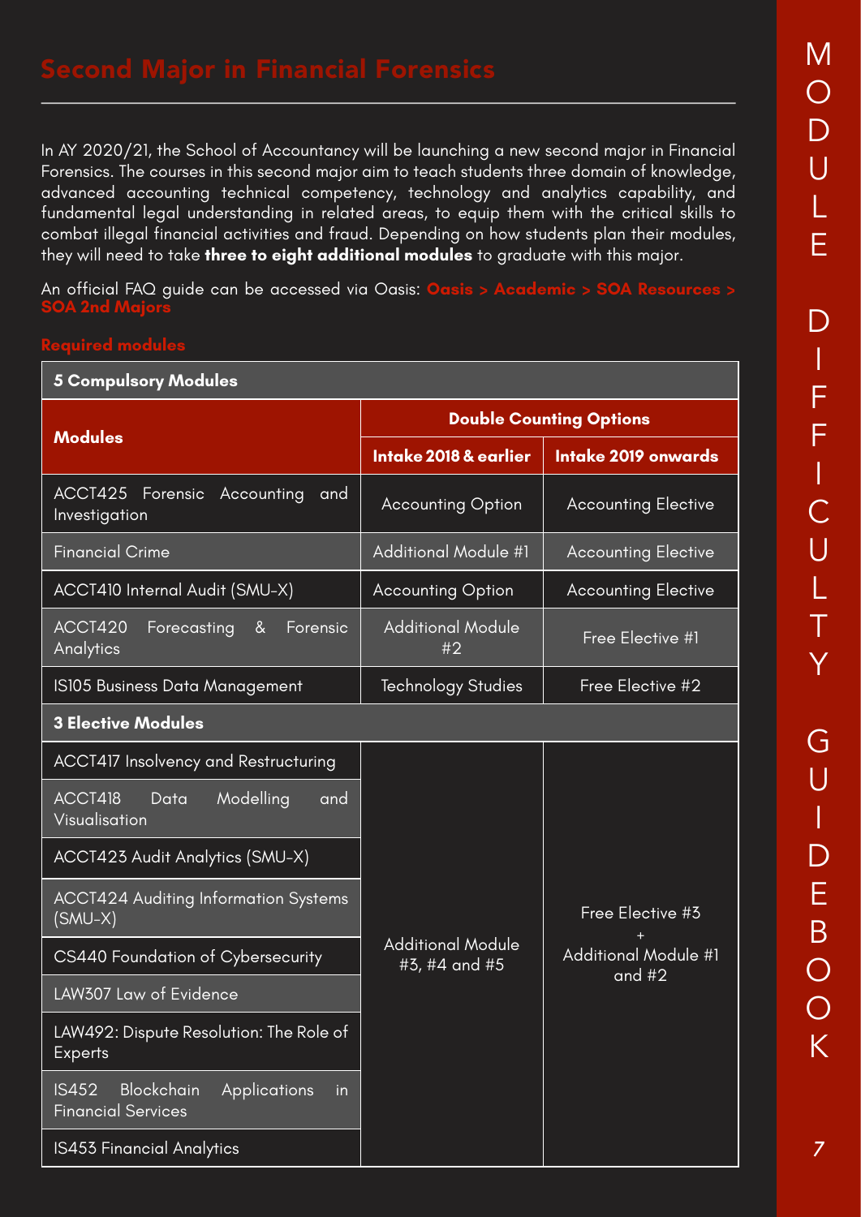## Second Major in Financial Forensics

In AY 2020/21, the School of Accountancy will be launching a new second major in Financial Forensics. The courses in this second major aim to teach students three domain of knowledge, advanced accounting technical competency, technology and analytics capability, and fundamental legal understanding in related areas, to equip them with the critical skills to combat illegal financial activities and fraud. Depending on how students plan their modules, they will need to take **three to eight additional modules** to graduate with this major.

An official FAQ guide can be accessed via Oasis: **Oasis > Academic > SOA Resources > SOA 2nd Majors**

### Required modules

| **5 Compulsory Modules** | | |
|---|---|---|
| **Modules** | **Double Counting Options** | |
| | **Intake 2018 & earlier** | **Intake 2019 onwards** |
| ACCT425 Forensic Accounting and Investigation | Accounting Option | Accounting Elective |
| Financial Crime | Additional Module #1 | Accounting Elective |
| ACCT410 Internal Audit (SMU-X) | Accounting Option | Accounting Elective |
| ACCT420 Forecasting & Forensic Analytics | Additional Module #2 | Free Elective #1 |
| IS105 Business Data Management | Technology Studies | Free Elective #2 |
| **3 Elective Modules** | | |
| ACCT417 Insolvency and Restructuring | Additional Module #3, #4 and #5 | Free Elective #3 + Additional Module #1 and #2 |
| ACCT418 Data Modelling and Visualisation | | |
| ACCT423 Audit Analytics (SMU-X) | | |
| ACCT424 Auditing Information Systems (SMU-X) | | |
| CS440 Foundation of Cybersecurity | | |
| LAW307 Law of Evidence | | |
| LAW492: Dispute Resolution: The Role of Experts | | |
| IS452 Blockchain Applications in Financial Services | | |
| IS453 Financial Analytics | | |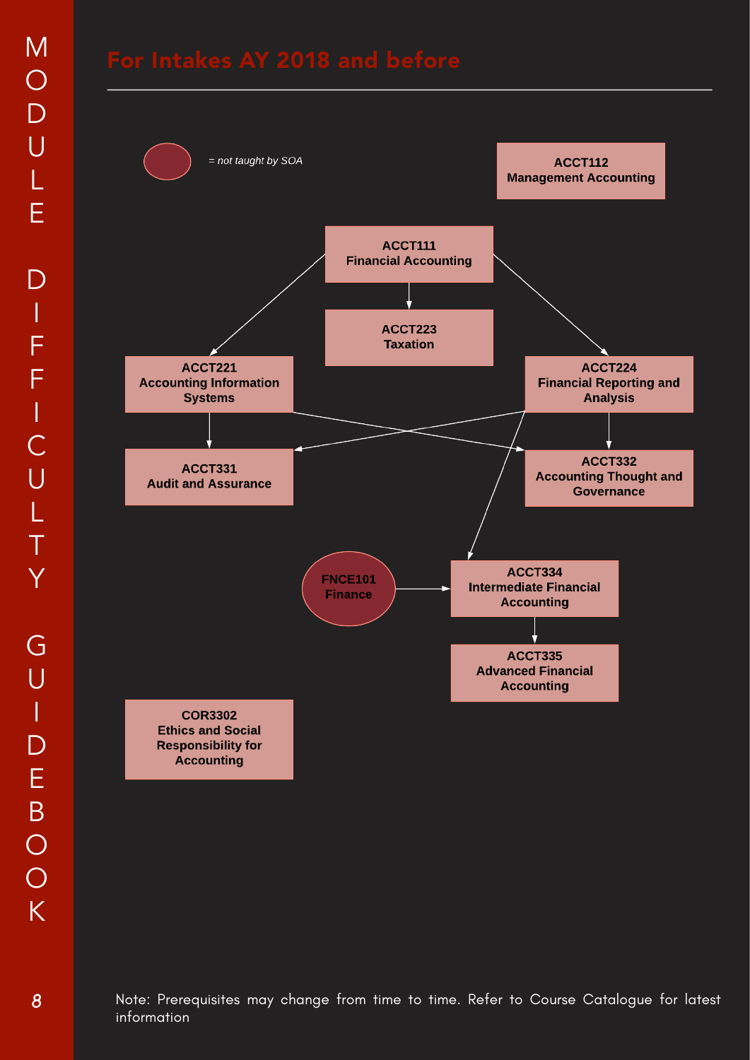## For Intakes AY 2018 and before

= *not taught by SOA*

**ACCT112**
**Management Accounting**

**ACCT111**
**Financial Accounting**

**ACCT223**
**Taxation**

**ACCT221**
**Accounting Information Systems**

**ACCT224**
**Financial Reporting and Analysis**

**ACCT331**
**Audit and Assurance**

**ACCT332**
**Accounting Thought and Governance**

**FNCE101**
**Finance**

**ACCT334**
**Intermediate Financial Accounting**

**ACCT335**
**Advanced Financial Accounting**

**COR3302**
**Ethics and Social Responsibility for Accounting**

Note: Prerequisites may change from time to time. Refer to Course Catalogue for latest information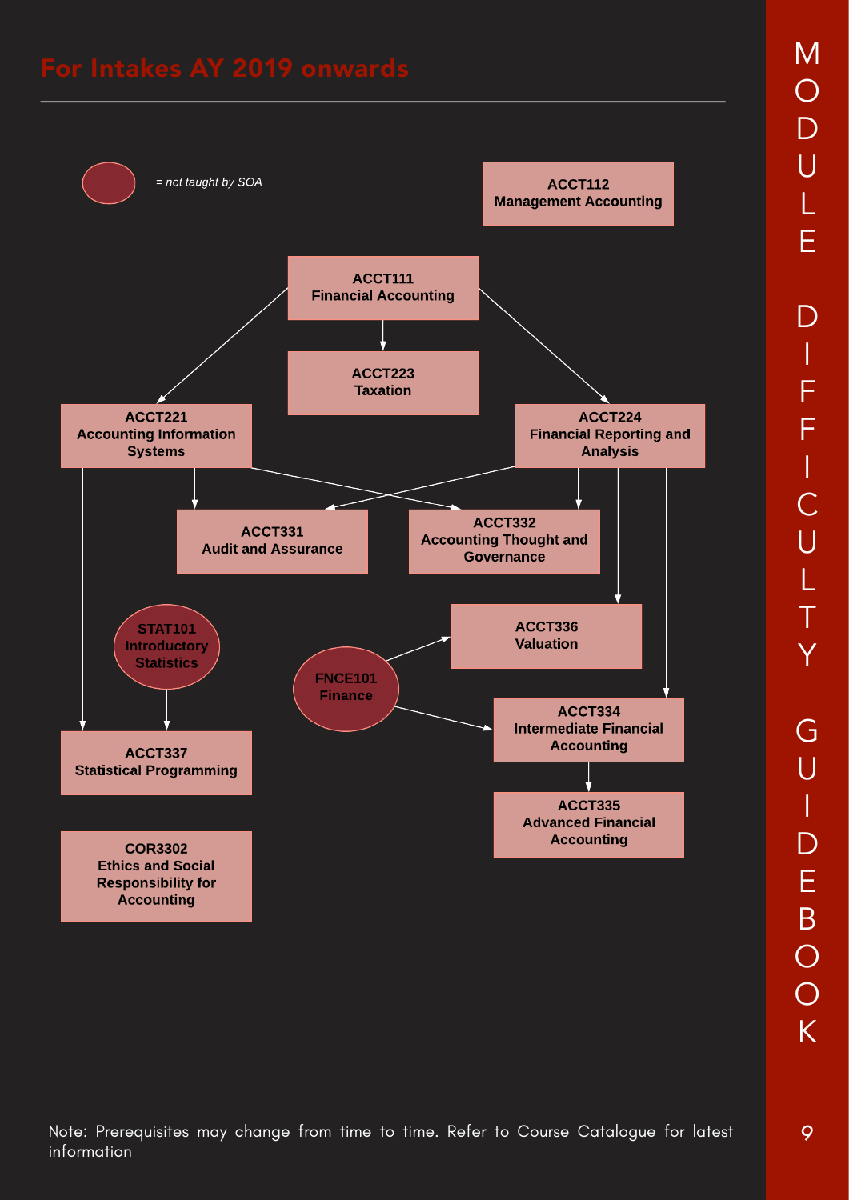## For Intakes AY 2019 onwards

= *not taught by SOA*

ACCT112
Management Accounting

ACCT111
Financial Accounting

ACCT223
Taxation

ACCT221
Accounting Information Systems

ACCT224
Financial Reporting and Analysis

ACCT331
Audit and Assurance

ACCT332
Accounting Thought and Governance

STAT101
Introductory Statistics

ACCT336
Valuation

FNCE101
Finance

ACCT334
Intermediate Financial Accounting

ACCT337
Statistical Programming

ACCT335
Advanced Financial Accounting

COR3302
Ethics and Social Responsibility for Accounting

Note: Prerequisites may change from time to time. Refer to Course Catalogue for latest information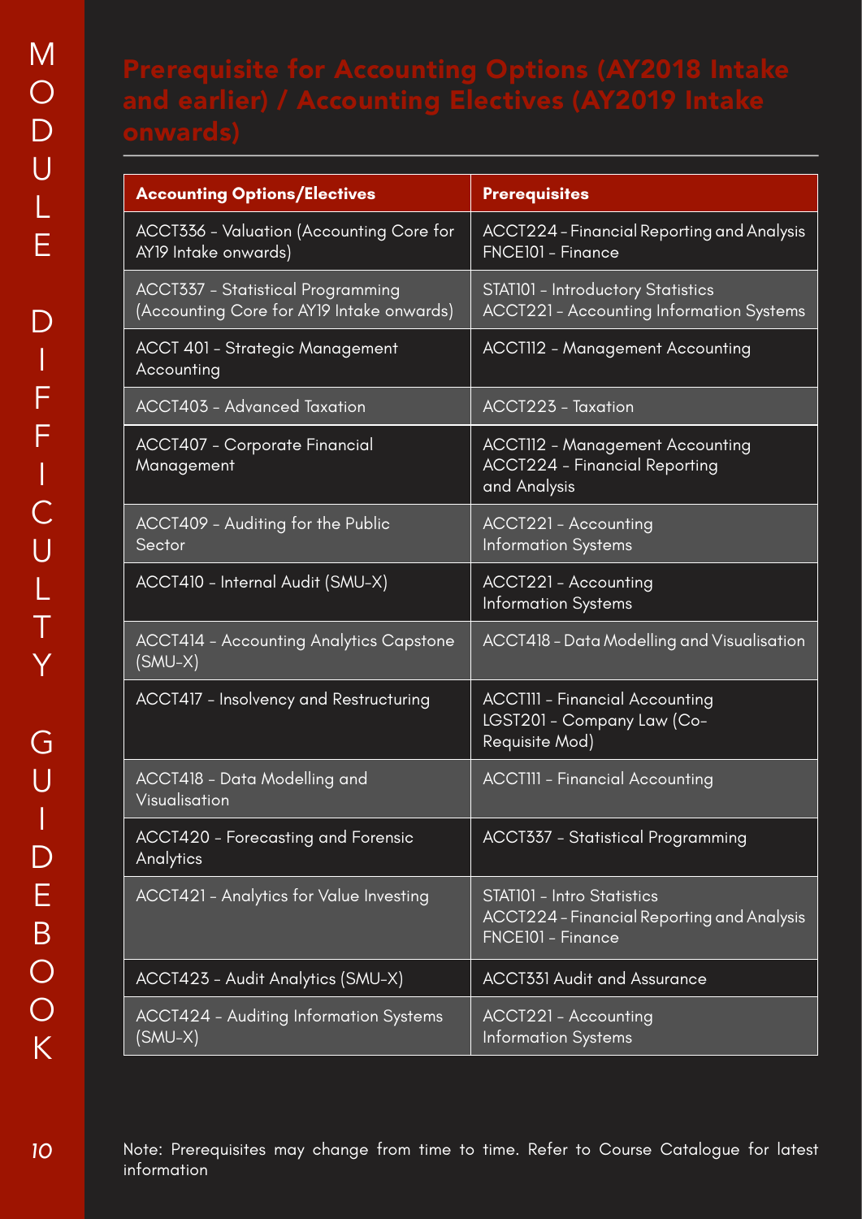# Prerequisite for Accounting Options (AY2018 Intake and earlier) / Accounting Electives (AY2019 Intake onwards)

| Accounting Options/Electives | Prerequisites |
|---|---|
| ACCT336 - Valuation (Accounting Core for AY19 Intake onwards) | ACCT224 - Financial Reporting and Analysis<br>FNCE101 - Finance |
| ACCT337 - Statistical Programming (Accounting Core for AY19 Intake onwards) | STAT101 - Introductory Statistics<br>ACCT221 - Accounting Information Systems |
| ACCT 401 - Strategic Management Accounting | ACCT112 - Management Accounting |
| ACCT403 - Advanced Taxation | ACCT223 - Taxation |
| ACCT407 - Corporate Financial Management | ACCT112 - Management Accounting<br>ACCT224 - Financial Reporting and Analysis |
| ACCT409 - Auditing for the Public Sector | ACCT221 - Accounting Information Systems |
| ACCT410 - Internal Audit (SMU-X) | ACCT221 - Accounting Information Systems |
| ACCT414 - Accounting Analytics Capstone (SMU-X) | ACCT418 - Data Modelling and Visualisation |
| ACCT417 - Insolvency and Restructuring | ACCT111 - Financial Accounting<br>LGST201 - Company Law (Co-Requisite Mod) |
| ACCT418 - Data Modelling and Visualisation | ACCT111 - Financial Accounting |
| ACCT420 - Forecasting and Forensic Analytics | ACCT337 - Statistical Programming |
| ACCT421 - Analytics for Value Investing | STAT101 - Intro Statistics<br>ACCT224 - Financial Reporting and Analysis<br>FNCE101 - Finance |
| ACCT423 - Audit Analytics (SMU-X) | ACCT331 Audit and Assurance |
| ACCT424 - Auditing Information Systems (SMU-X) | ACCT221 - Accounting Information Systems |

Note: Prerequisites may change from time to time. Refer to Course Catalogue for latest information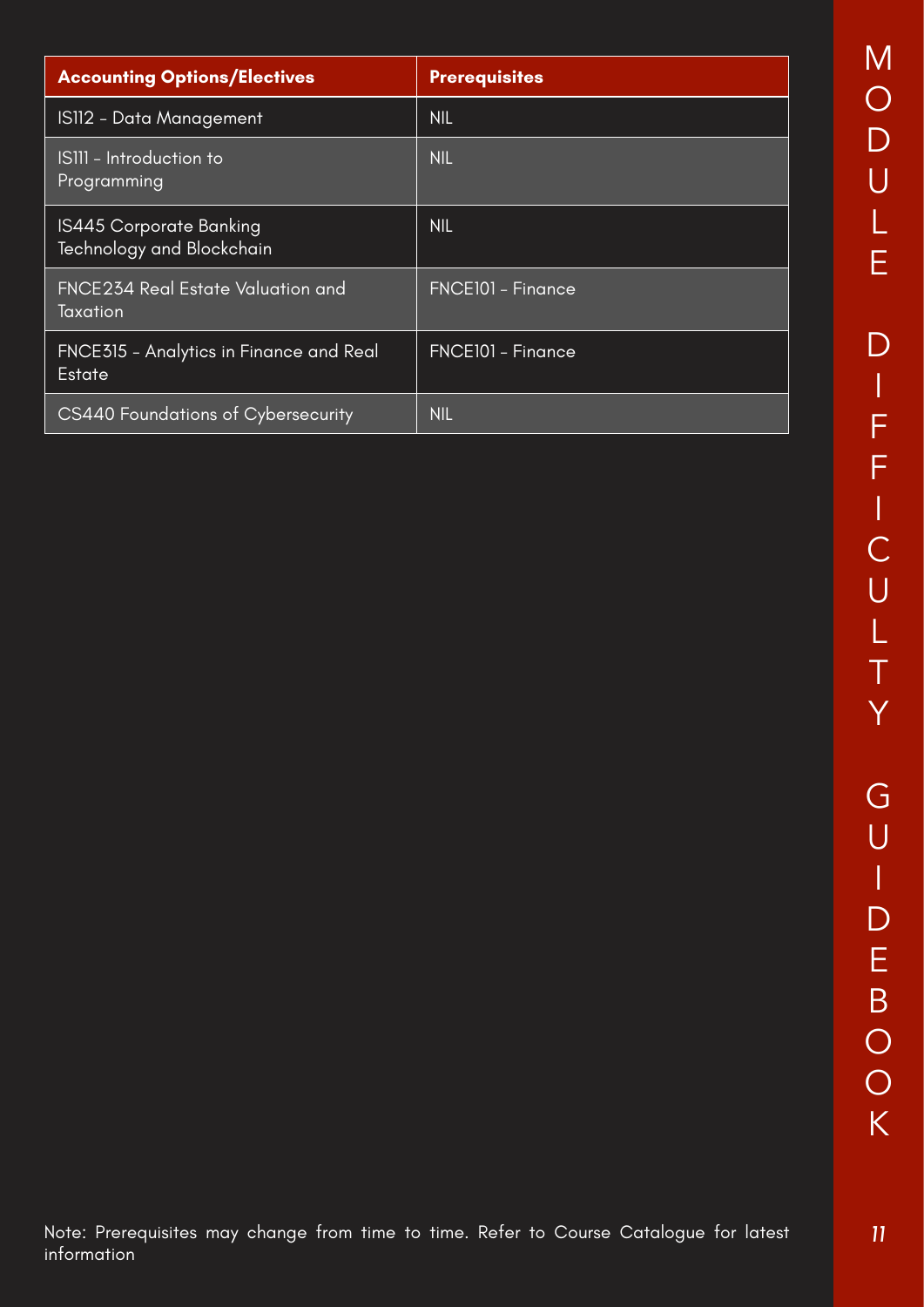| Accounting Options/Electives | Prerequisites |
| --- | --- |
| IS112 - Data Management | NIL |
| IS111 - Introduction to Programming | NIL |
| IS445 Corporate Banking Technology and Blockchain | NIL |
| FNCE234 Real Estate Valuation and Taxation | FNCE101 - Finance |
| FNCE315 - Analytics in Finance and Real Estate | FNCE101 - Finance |
| CS440 Foundations of Cybersecurity | NIL |

Note: Prerequisites may change from time to time. Refer to Course Catalogue for latest information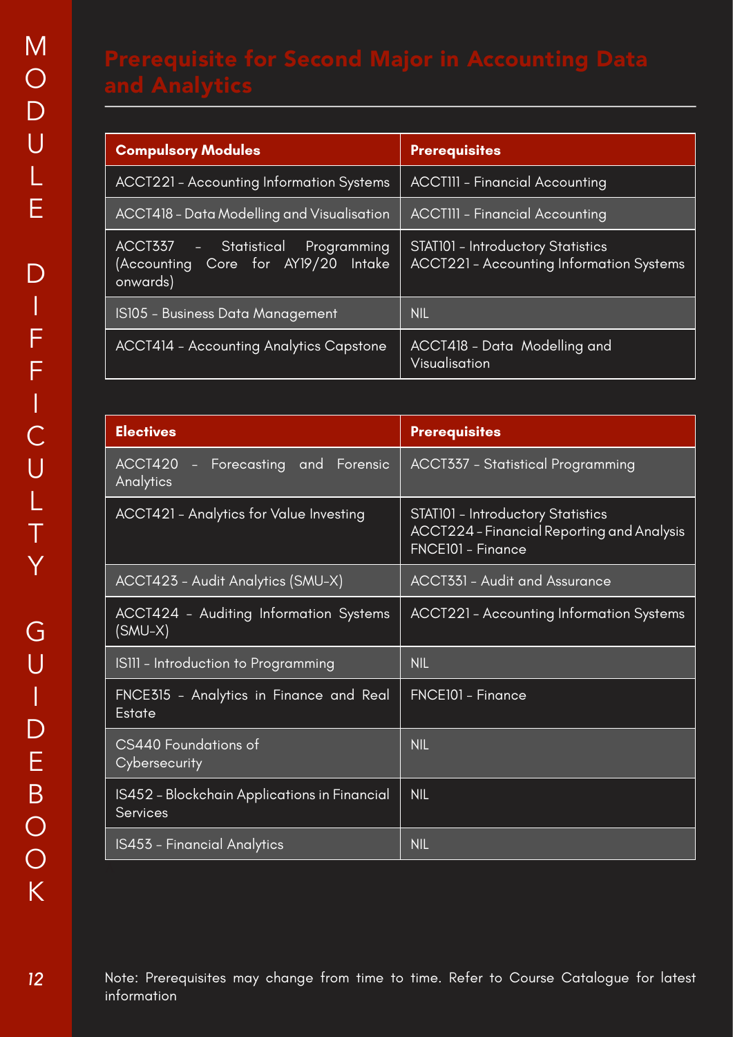# Prerequisite for Second Major in Accounting Data and Analytics

| Compulsory Modules | Prerequisites |
|---|---|
| ACCT221 - Accounting Information Systems | ACCT111 - Financial Accounting |
| ACCT418 - Data Modelling and Visualisation | ACCT111 - Financial Accounting |
| ACCT337 - Statistical Programming (Accounting Core for AY19/20 Intake onwards) | STAT101 - Introductory Statistics<br>ACCT221 - Accounting Information Systems |
| IS105 - Business Data Management | NIL |
| ACCT414 - Accounting Analytics Capstone | ACCT418 - Data Modelling and Visualisation |

| Electives | Prerequisites |
|---|---|
| ACCT420 - Forecasting and Forensic Analytics | ACCT337 - Statistical Programming |
| ACCT421 - Analytics for Value Investing | STAT101 - Introductory Statistics<br>ACCT224 - Financial Reporting and Analysis<br>FNCE101 - Finance |
| ACCT423 - Audit Analytics (SMU-X) | ACCT331 - Audit and Assurance |
| ACCT424 - Auditing Information Systems (SMU-X) | ACCT221 - Accounting Information Systems |
| IS111 - Introduction to Programming | NIL |
| FNCE315 - Analytics in Finance and Real Estate | FNCE101 - Finance |
| CS440 Foundations of Cybersecurity | NIL |
| IS452 - Blockchain Applications in Financial Services | NIL |
| IS453 - Financial Analytics | NIL |

Note: Prerequisites may change from time to time. Refer to Course Catalogue for latest information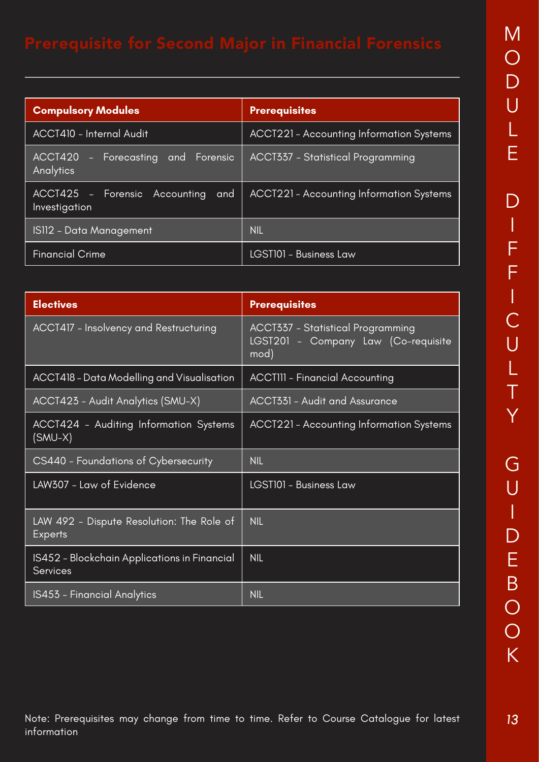## Prerequisite for Second Major in Financial Forensics

| Compulsory Modules | Prerequisites |
| --- | --- |
| ACCT410 – Internal Audit | ACCT221 – Accounting Information Systems |
| ACCT420 – Forecasting and Forensic Analytics | ACCT337 – Statistical Programming |
| ACCT425 – Forensic Accounting and Investigation | ACCT221 – Accounting Information Systems |
| IS112 – Data Management | NIL |
| Financial Crime | LGST101 – Business Law |

| Electives | Prerequisites |
| --- | --- |
| ACCT417 – Insolvency and Restructuring | ACCT337 – Statistical Programming<br>LGST201 – Company Law (Co-requisite mod) |
| ACCT418 – Data Modelling and Visualisation | ACCT111 – Financial Accounting |
| ACCT423 – Audit Analytics (SMU-X) | ACCT331 – Audit and Assurance |
| ACCT424 – Auditing Information Systems (SMU-X) | ACCT221 – Accounting Information Systems |
| CS440 – Foundations of Cybersecurity | NIL |
| LAW307 – Law of Evidence | LGST101 – Business Law |
| LAW 492 – Dispute Resolution: The Role of Experts | NIL |
| IS452 – Blockchain Applications in Financial Services | NIL |
| IS453 – Financial Analytics | NIL |

Note: Prerequisites may change from time to time. Refer to Course Catalogue for latest information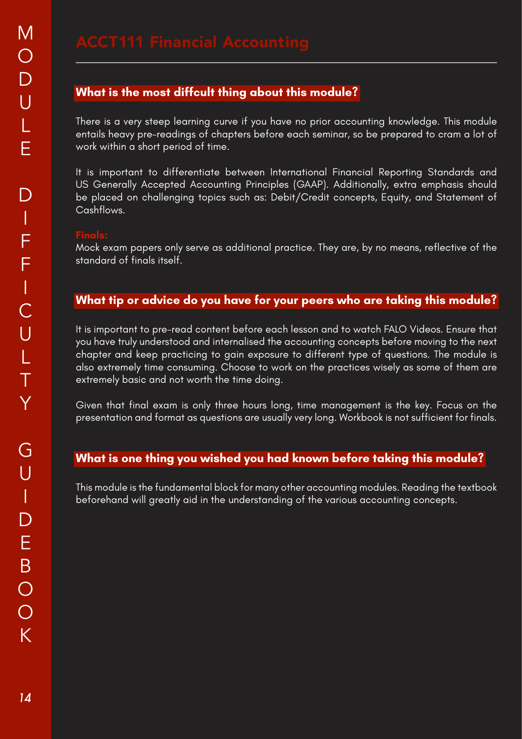# ACCT111 Financial Accounting

## What is the most diffcult thing about this module?

There is a very steep learning curve if you have no prior accounting knowledge. This module entails heavy pre-readings of chapters before each seminar, so be prepared to cram a lot of work within a short period of time.

It is important to differentiate between International Financial Reporting Standards and US Generally Accepted Accounting Principles (GAAP). Additionally, extra emphasis should be placed on challenging topics such as: Debit/Credit concepts, Equity, and Statement of Cashflows.

**Finals:**
Mock exam papers only serve as additional practice. They are, by no means, reflective of the standard of finals itself.

## What tip or advice do you have for your peers who are taking this module?

It is important to pre-read content before each lesson and to watch FALO Videos. Ensure that you have truly understood and internalised the accounting concepts before moving to the next chapter and keep practicing to gain exposure to different type of questions. The module is also extremely time consuming. Choose to work on the practices wisely as some of them are extremely basic and not worth the time doing.

Given that final exam is only three hours long, time management is the key. Focus on the presentation and format as questions are usually very long. Workbook is not sufficient for finals.

## What is one thing you wished you had known before taking this module?

This module is the fundamental block for many other accounting modules. Reading the textbook beforehand will greatly aid in the understanding of the various accounting concepts.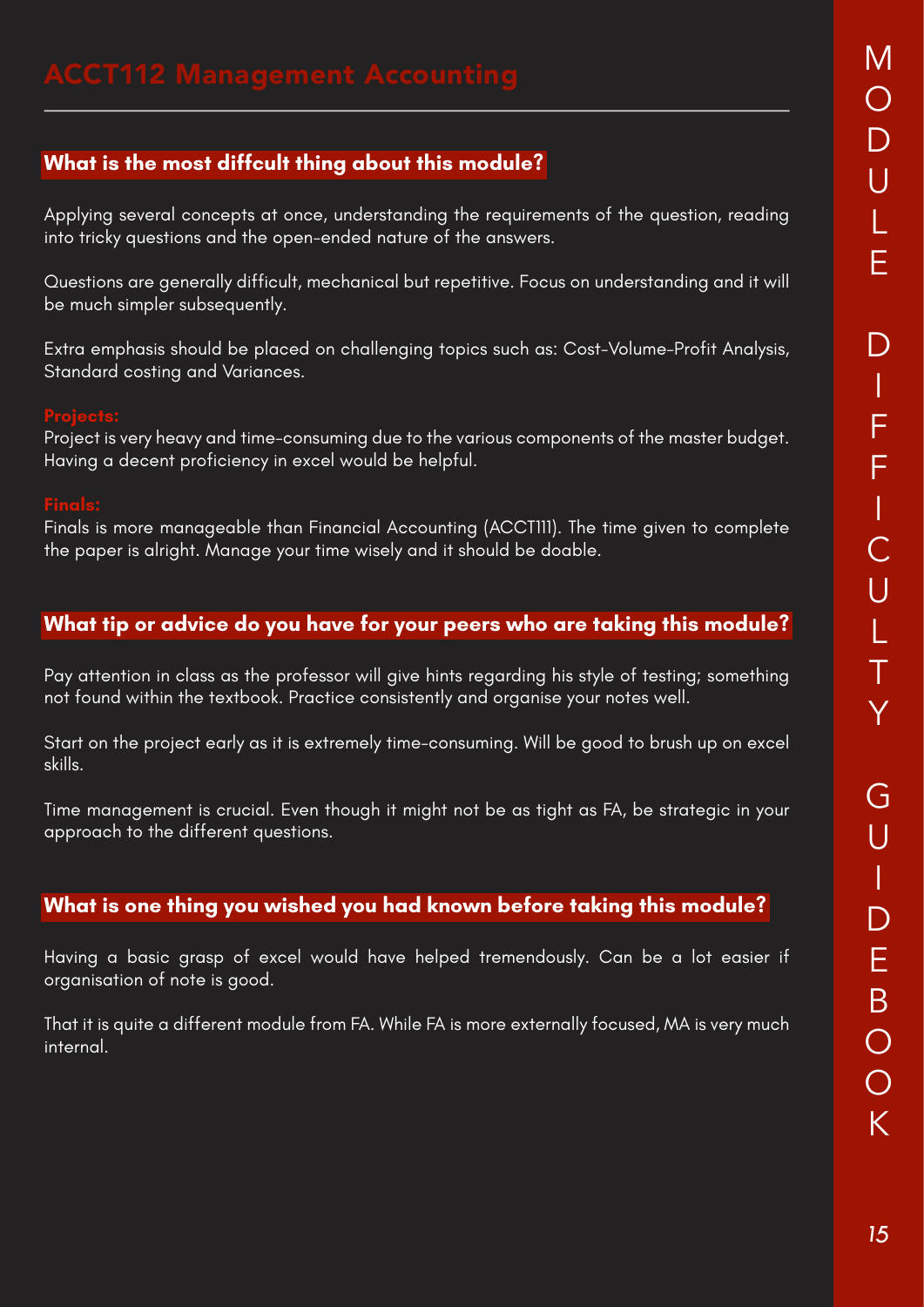# ACCT112 Management Accounting

## What is the most diffcult thing about this module?

Applying several concepts at once, understanding the requirements of the question, reading into tricky questions and the open-ended nature of the answers.

Questions are generally difficult, mechanical but repetitive. Focus on understanding and it will be much simpler subsequently.

Extra emphasis should be placed on challenging topics such as: Cost-Volume-Profit Analysis, Standard costing and Variances.

**Projects:**

Project is very heavy and time-consuming due to the various components of the master budget. Having a decent proficiency in excel would be helpful.

**Finals:**

Finals is more manageable than Financial Accounting (ACCT111). The time given to complete the paper is alright. Manage your time wisely and it should be doable.

## What tip or advice do you have for your peers who are taking this module?

Pay attention in class as the professor will give hints regarding his style of testing; something not found within the textbook. Practice consistently and organise your notes well.

Start on the project early as it is extremely time-consuming. Will be good to brush up on excel skills.

Time management is crucial. Even though it might not be as tight as FA, be strategic in your approach to the different questions.

## What is one thing you wished you had known before taking this module?

Having a basic grasp of excel would have helped tremendously. Can be a lot easier if organisation of note is good.

That it is quite a different module from FA. While FA is more externally focused, MA is very much internal.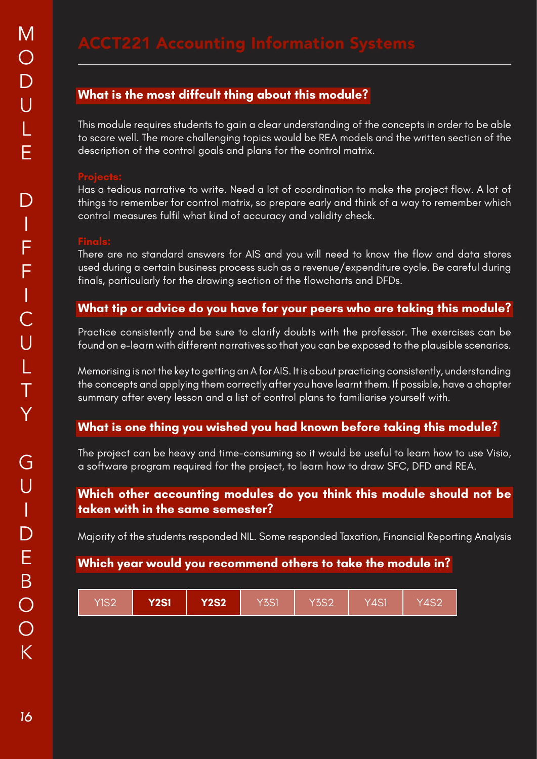# ACCT221 Accounting Information Systems

## What is the most diffcult thing about this module?

This module requires students to gain a clear understanding of the concepts in order to be able to score well. The more challenging topics would be REA models and the written section of the description of the control goals and plans for the control matrix.

### Projects:

Has a tedious narrative to write. Need a lot of coordination to make the project flow. A lot of things to remember for control matrix, so prepare early and think of a way to remember which control measures fulfil what kind of accuracy and validity check.

### Finals:

There are no standard answers for AIS and you will need to know the flow and data stores used during a certain business process such as a revenue/expenditure cycle. Be careful during finals, particularly for the drawing section of the flowcharts and DFDs.

## What tip or advice do you have for your peers who are taking this module?

Practice consistently and be sure to clarify doubts with the professor. The exercises can be found on e-learn with different narratives so that you can be exposed to the plausible scenarios.

Memorising is not the key to getting an A for AIS. It is about practicing consistently, understanding the concepts and applying them correctly after you have learnt them. If possible, have a chapter summary after every lesson and a list of control plans to familiarise yourself with.

## What is one thing you wished you had known before taking this module?

The project can be heavy and time-consuming so it would be useful to learn how to use Visio, a software program required for the project, to learn how to draw SFC, DFD and REA.

## Which other accounting modules do you think this module should not be taken with in the same semester?

Majority of the students responded NIL. Some responded Taxation, Financial Reporting Analysis

## Which year would you recommend others to take the module in?

| Y1S2 | **Y2S1** | **Y2S2** | Y3S1 | Y3S2 | Y4S1 | Y4S2 |
|---|---|---|---|---|---|---|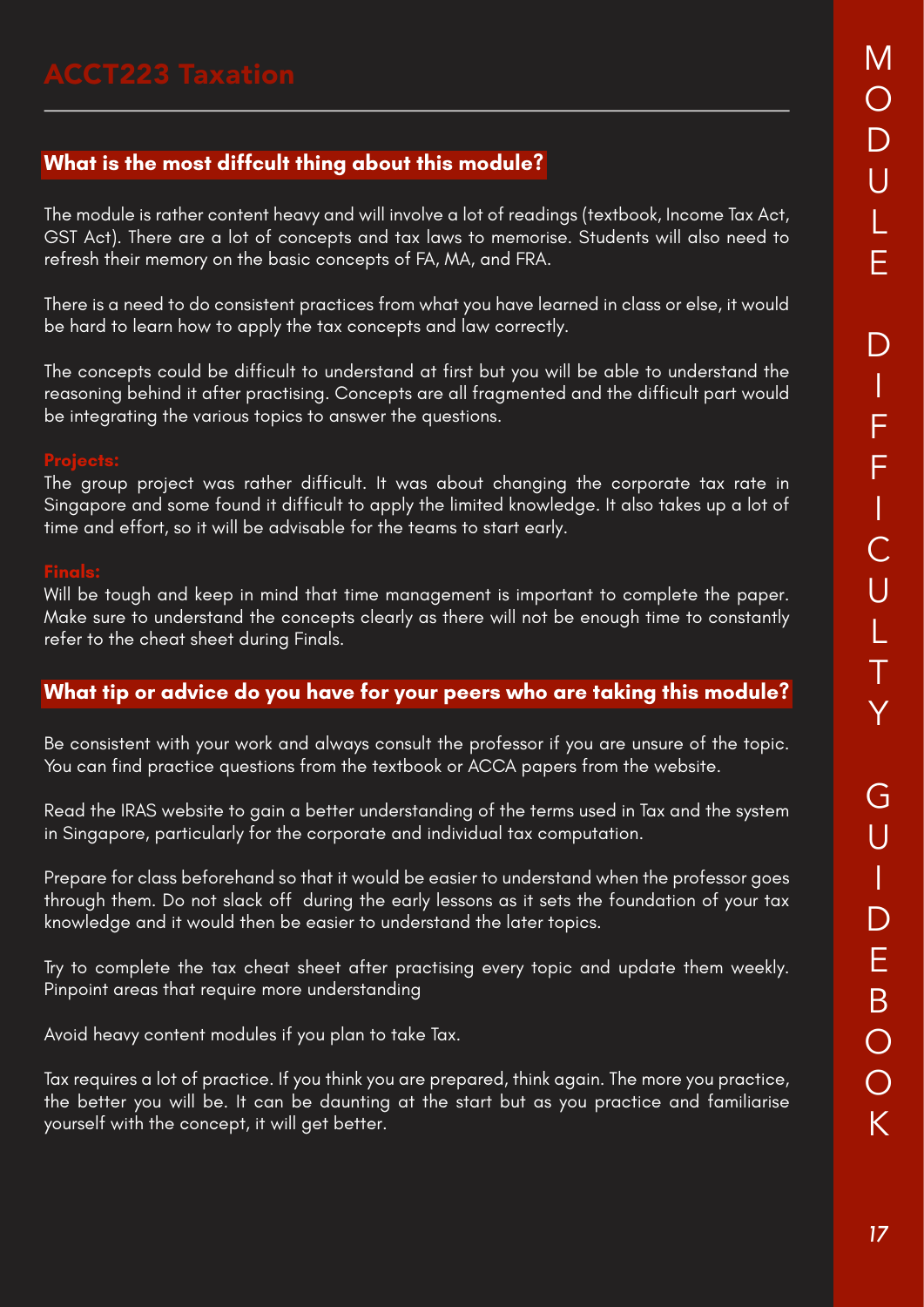# ACCT223 Taxation

## What is the most diffcult thing about this module?

The module is rather content heavy and will involve a lot of readings (textbook, Income Tax Act, GST Act). There are a lot of concepts and tax laws to memorise. Students will also need to refresh their memory on the basic concepts of FA, MA, and FRA.

There is a need to do consistent practices from what you have learned in class or else, it would be hard to learn how to apply the tax concepts and law correctly.

The concepts could be difficult to understand at first but you will be able to understand the reasoning behind it after practising. Concepts are all fragmented and the difficult part would be integrating the various topics to answer the questions.

### Projects:

The group project was rather difficult. It was about changing the corporate tax rate in Singapore and some found it difficult to apply the limited knowledge. It also takes up a lot of time and effort, so it will be advisable for the teams to start early.

### Finals:

Will be tough and keep in mind that time management is important to complete the paper. Make sure to understand the concepts clearly as there will not be enough time to constantly refer to the cheat sheet during Finals.

## What tip or advice do you have for your peers who are taking this module?

Be consistent with your work and always consult the professor if you are unsure of the topic. You can find practice questions from the textbook or ACCA papers from the website.

Read the IRAS website to gain a better understanding of the terms used in Tax and the system in Singapore, particularly for the corporate and individual tax computation.

Prepare for class beforehand so that it would be easier to understand when the professor goes through them. Do not slack off during the early lessons as it sets the foundation of your tax knowledge and it would then be easier to understand the later topics.

Try to complete the tax cheat sheet after practising every topic and update them weekly. Pinpoint areas that require more understanding

Avoid heavy content modules if you plan to take Tax.

Tax requires a lot of practice. If you think you are prepared, think again. The more you practice, the better you will be. It can be daunting at the start but as you practice and familiarise yourself with the concept, it will get better.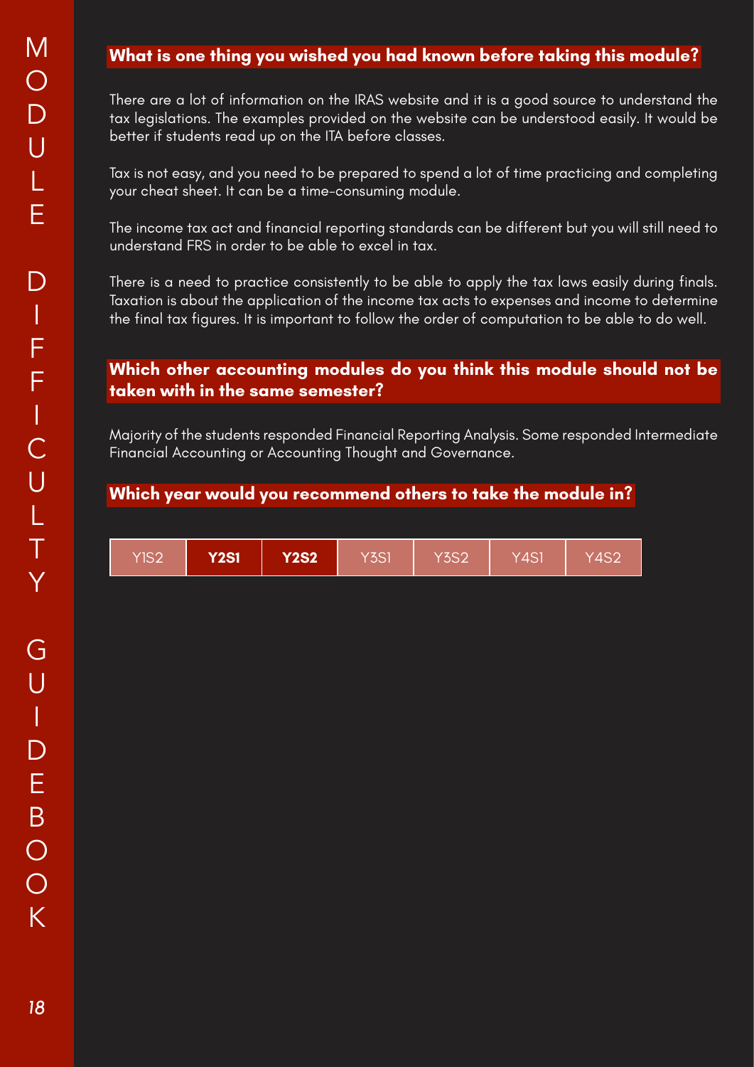## What is one thing you wished you had known before taking this module?

There are a lot of information on the IRAS website and it is a good source to understand the tax legislations. The examples provided on the website can be understood easily. It would be better if students read up on the ITA before classes.

Tax is not easy, and you need to be prepared to spend a lot of time practicing and completing your cheat sheet. It can be a time-consuming module.

The income tax act and financial reporting standards can be different but you will still need to understand FRS in order to be able to excel in tax.

There is a need to practice consistently to be able to apply the tax laws easily during finals. Taxation is about the application of the income tax acts to expenses and income to determine the final tax figures. It is important to follow the order of computation to be able to do well.

## Which other accounting modules do you think this module should not be taken with in the same semester?

Majority of the students responded Financial Reporting Analysis. Some responded Intermediate Financial Accounting or Accounting Thought and Governance.

## Which year would you recommend others to take the module in?

| Y1S2 | **Y2S1** | **Y2S2** | Y3S1 | Y3S2 | Y4S1 | Y4S2 |
|---|---|---|---|---|---|---|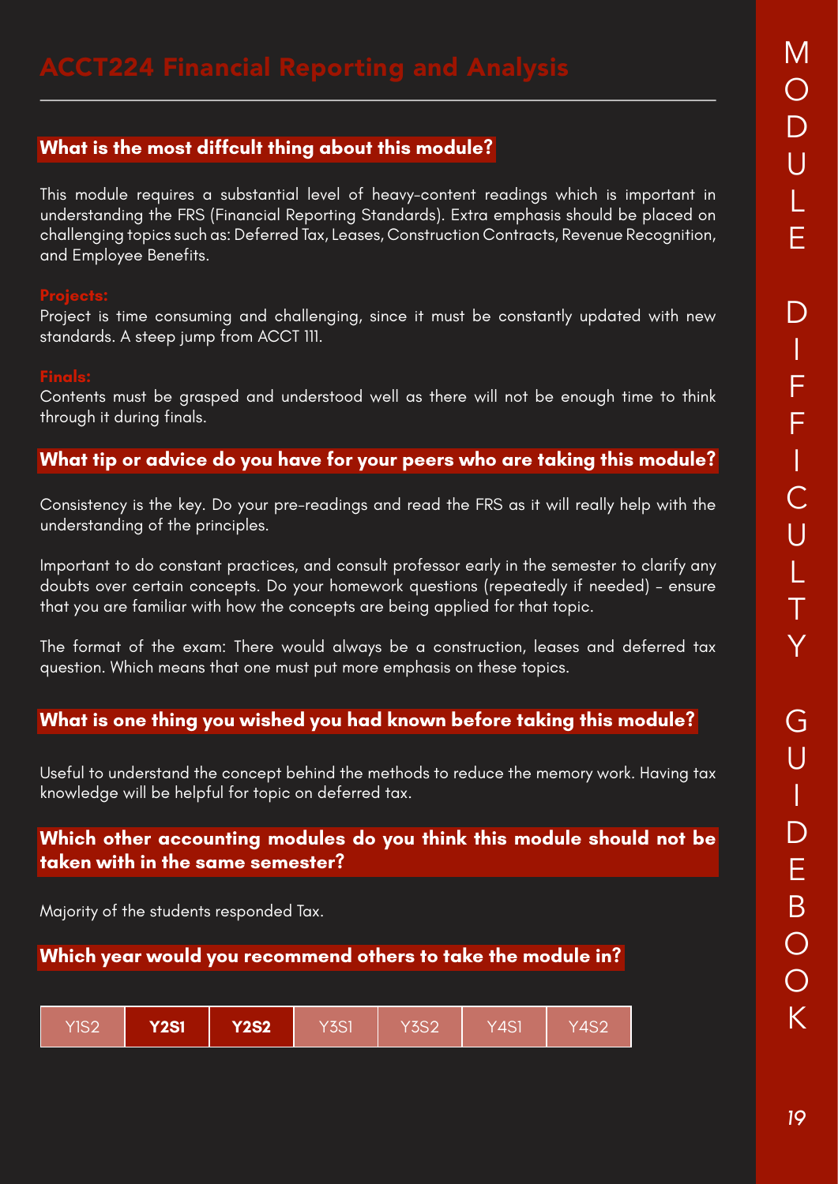# ACCT224 Financial Reporting and Analysis

## What is the most diffcult thing about this module?

This module requires a substantial level of heavy-content readings which is important in understanding the FRS (Financial Reporting Standards). Extra emphasis should be placed on challenging topics such as: Deferred Tax, Leases, Construction Contracts, Revenue Recognition, and Employee Benefits.

**Projects:**
Project is time consuming and challenging, since it must be constantly updated with new standards. A steep jump from ACCT 111.

**Finals:**
Contents must be grasped and understood well as there will not be enough time to think through it during finals.

## What tip or advice do you have for your peers who are taking this module?

Consistency is the key. Do your pre-readings and read the FRS as it will really help with the understanding of the principles.

Important to do constant practices, and consult professor early in the semester to clarify any doubts over certain concepts. Do your homework questions (repeatedly if needed) - ensure that you are familiar with how the concepts are being applied for that topic.

The format of the exam: There would always be a construction, leases and deferred tax question. Which means that one must put more emphasis on these topics.

## What is one thing you wished you had known before taking this module?

Useful to understand the concept behind the methods to reduce the memory work. Having tax knowledge will be helpful for topic on deferred tax.

## Which other accounting modules do you think this module should not be taken with in the same semester?

Majority of the students responded Tax.

## Which year would you recommend others to take the module in?

| Y1S2 | **Y2S1** | **Y2S2** | Y3S1 | Y3S2 | Y4S1 | Y4S2 |
|---|---|---|---|---|---|---|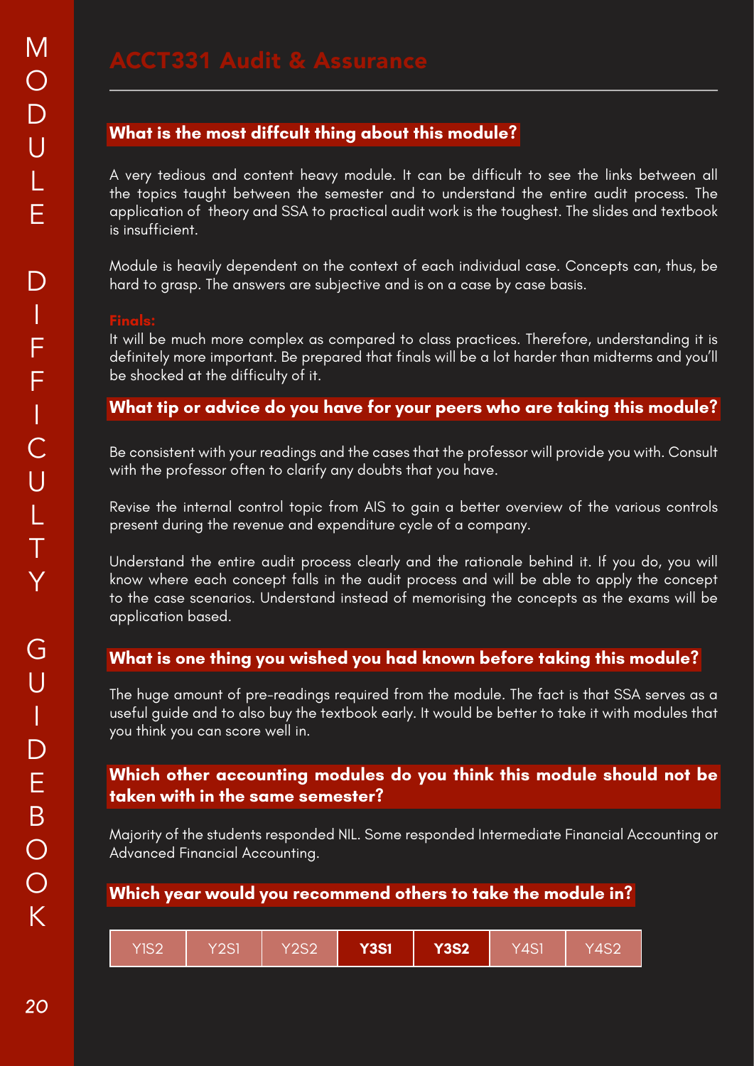# ACCT331 Audit & Assurance

## What is the most diffcult thing about this module?

A very tedious and content heavy module. It can be difficult to see the links between all the topics taught between the semester and to understand the entire audit process. The application of theory and SSA to practical audit work is the toughest. The slides and textbook is insufficient.

Module is heavily dependent on the context of each individual case. Concepts can, thus, be hard to grasp. The answers are subjective and is on a case by case basis.

**Finals:**

It will be much more complex as compared to class practices. Therefore, understanding it is definitely more important. Be prepared that finals will be a lot harder than midterms and you'll be shocked at the difficulty of it.

## What tip or advice do you have for your peers who are taking this module?

Be consistent with your readings and the cases that the professor will provide you with. Consult with the professor often to clarify any doubts that you have.

Revise the internal control topic from AIS to gain a better overview of the various controls present during the revenue and expenditure cycle of a company.

Understand the entire audit process clearly and the rationale behind it. If you do, you will know where each concept falls in the audit process and will be able to apply the concept to the case scenarios. Understand instead of memorising the concepts as the exams will be application based.

## What is one thing you wished you had known before taking this module?

The huge amount of pre-readings required from the module. The fact is that SSA serves as a useful guide and to also buy the textbook early. It would be better to take it with modules that you think you can score well in.

## Which other accounting modules do you think this module should not be taken with in the same semester?

Majority of the students responded NIL. Some responded Intermediate Financial Accounting or Advanced Financial Accounting.

## Which year would you recommend others to take the module in?

| Y1S2 | Y2S1 | Y2S2 | **Y3S1** | **Y3S2** | Y4S1 | Y4S2 |
|---|---|---|---|---|---|---|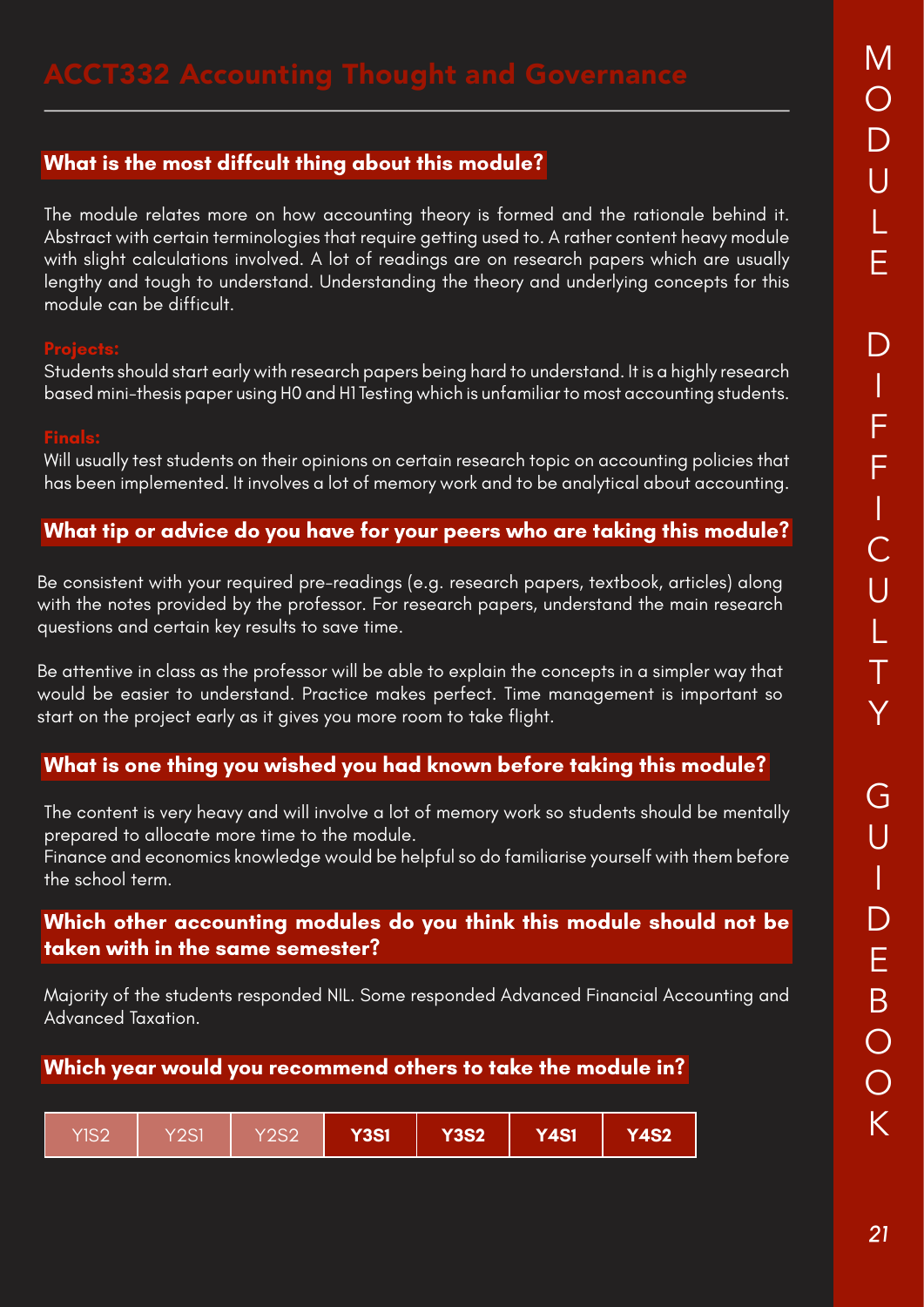# ACCT332 Accounting Thought and Governance

## What is the most diffcult thing about this module?

The module relates more on how accounting theory is formed and the rationale behind it. Abstract with certain terminologies that require getting used to. A rather content heavy module with slight calculations involved. A lot of readings are on research papers which are usually lengthy and tough to understand. Understanding the theory and underlying concepts for this module can be difficult.

**Projects:**
Students should start early with research papers being hard to understand. It is a highly research based mini-thesis paper using H0 and H1 Testing which is unfamiliar to most accounting students.

**Finals:**
Will usually test students on their opinions on certain research topic on accounting policies that has been implemented. It involves a lot of memory work and to be analytical about accounting.

## What tip or advice do you have for your peers who are taking this module?

Be consistent with your required pre-readings (e.g. research papers, textbook, articles) along with the notes provided by the professor. For research papers, understand the main research questions and certain key results to save time.

Be attentive in class as the professor will be able to explain the concepts in a simpler way that would be easier to understand. Practice makes perfect. Time management is important so start on the project early as it gives you more room to take flight.

## What is one thing you wished you had known before taking this module?

The content is very heavy and will involve a lot of memory work so students should be mentally prepared to allocate more time to the module.
Finance and economics knowledge would be helpful so do familiarise yourself with them before the school term.

## Which other accounting modules do you think this module should not be taken with in the same semester?

Majority of the students responded NIL. Some responded Advanced Financial Accounting and Advanced Taxation.

## Which year would you recommend others to take the module in?

| Y1S2 | Y2S1 | Y2S2 | **Y3S1** | **Y3S2** | **Y4S1** | **Y4S2** |
|---|---|---|---|---|---|---|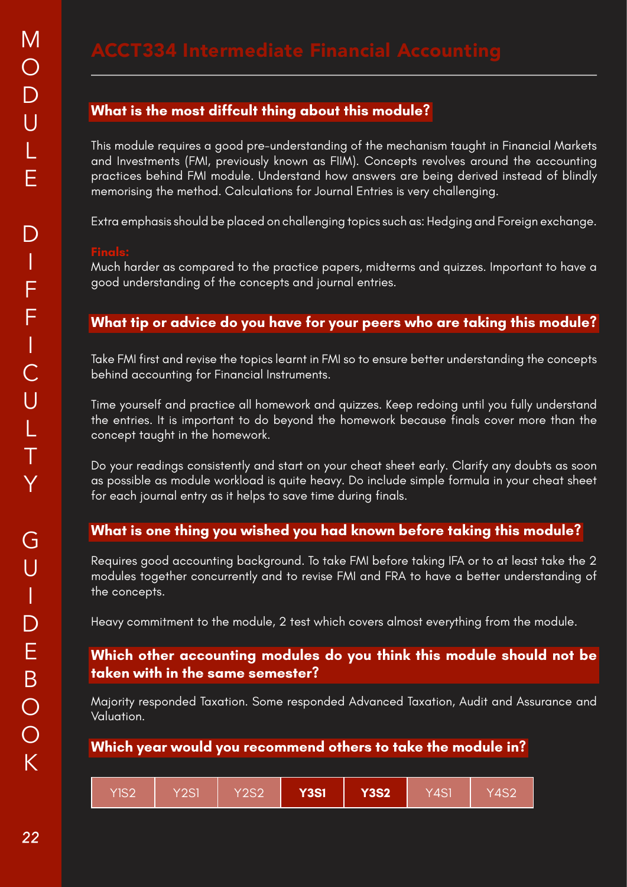# ACCT334 Intermediate Financial Accounting

## What is the most diffcult thing about this module?

This module requires a good pre-understanding of the mechanism taught in Financial Markets and Investments (FMI, previously known as FIIM). Concepts revolves around the accounting practices behind FMI module. Understand how answers are being derived instead of blindly memorising the method. Calculations for Journal Entries is very challenging.

Extra emphasis should be placed on challenging topics such as: Hedging and Foreign exchange.

**Finals:**
Much harder as compared to the practice papers, midterms and quizzes. Important to have a good understanding of the concepts and journal entries.

## What tip or advice do you have for your peers who are taking this module?

Take FMI first and revise the topics learnt in FMI so to ensure better understanding the concepts behind accounting for Financial Instruments.

Time yourself and practice all homework and quizzes. Keep redoing until you fully understand the entries. It is important to do beyond the homework because finals cover more than the concept taught in the homework.

Do your readings consistently and start on your cheat sheet early. Clarify any doubts as soon as possible as module workload is quite heavy. Do include simple formula in your cheat sheet for each journal entry as it helps to save time during finals.

## What is one thing you wished you had known before taking this module?

Requires good accounting background. To take FMI before taking IFA or to at least take the 2 modules together concurrently and to revise FMI and FRA to have a better understanding of the concepts.

Heavy commitment to the module, 2 test which covers almost everything from the module.

## Which other accounting modules do you think this module should not be taken with in the same semester?

Majority responded Taxation. Some responded Advanced Taxation, Audit and Assurance and Valuation.

## Which year would you recommend others to take the module in?

| Y1S2 | Y2S1 | Y2S2 | **Y3S1** | **Y3S2** | Y4S1 | Y4S2 |
|---|---|---|---|---|---|---|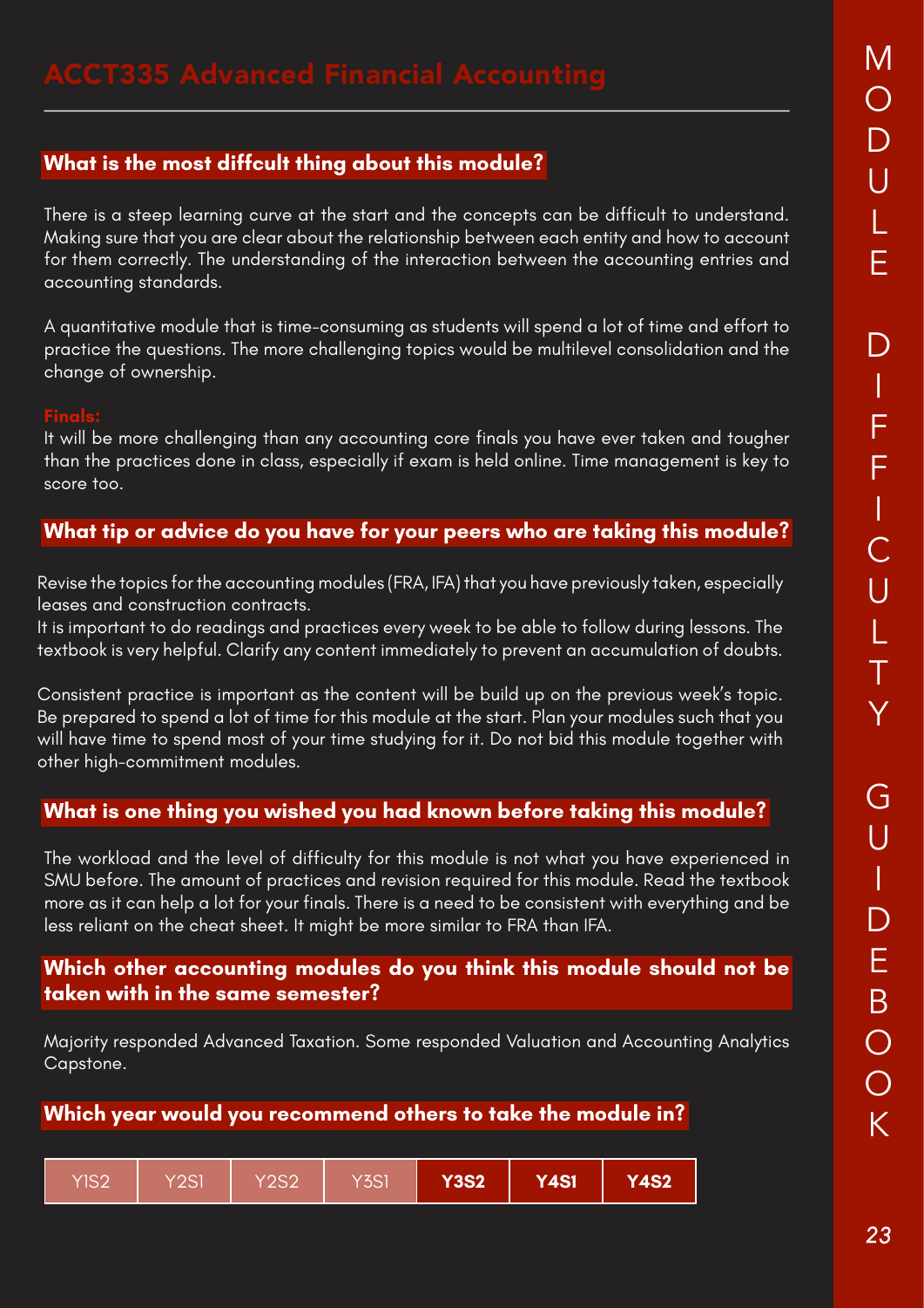# ACCT335 Advanced Financial Accounting

## What is the most diffcult thing about this module?

There is a steep learning curve at the start and the concepts can be difficult to understand. Making sure that you are clear about the relationship between each entity and how to account for them correctly. The understanding of the interaction between the accounting entries and accounting standards.

A quantitative module that is time-consuming as students will spend a lot of time and effort to practice the questions. The more challenging topics would be multilevel consolidation and the change of ownership.

**Finals:**

It will be more challenging than any accounting core finals you have ever taken and tougher than the practices done in class, especially if exam is held online. Time management is key to score too.

## What tip or advice do you have for your peers who are taking this module?

Revise the topics for the accounting modules (FRA, IFA) that you have previously taken, especially leases and construction contracts.

It is important to do readings and practices every week to be able to follow during lessons. The textbook is very helpful. Clarify any content immediately to prevent an accumulation of doubts.

Consistent practice is important as the content will be build up on the previous week's topic. Be prepared to spend a lot of time for this module at the start. Plan your modules such that you will have time to spend most of your time studying for it. Do not bid this module together with other high-commitment modules.

## What is one thing you wished you had known before taking this module?

The workload and the level of difficulty for this module is not what you have experienced in SMU before. The amount of practices and revision required for this module. Read the textbook more as it can help a lot for your finals. There is a need to be consistent with everything and be less reliant on the cheat sheet. It might be more similar to FRA than IFA.

## Which other accounting modules do you think this module should not be taken with in the same semester?

Majority responded Advanced Taxation. Some responded Valuation and Accounting Analytics Capstone.

## Which year would you recommend others to take the module in?

| Y1S2 | Y2S1 | Y2S2 | Y3S1 | **Y3S2** | **Y4S1** | **Y4S2** |
|---|---|---|---|---|---|---|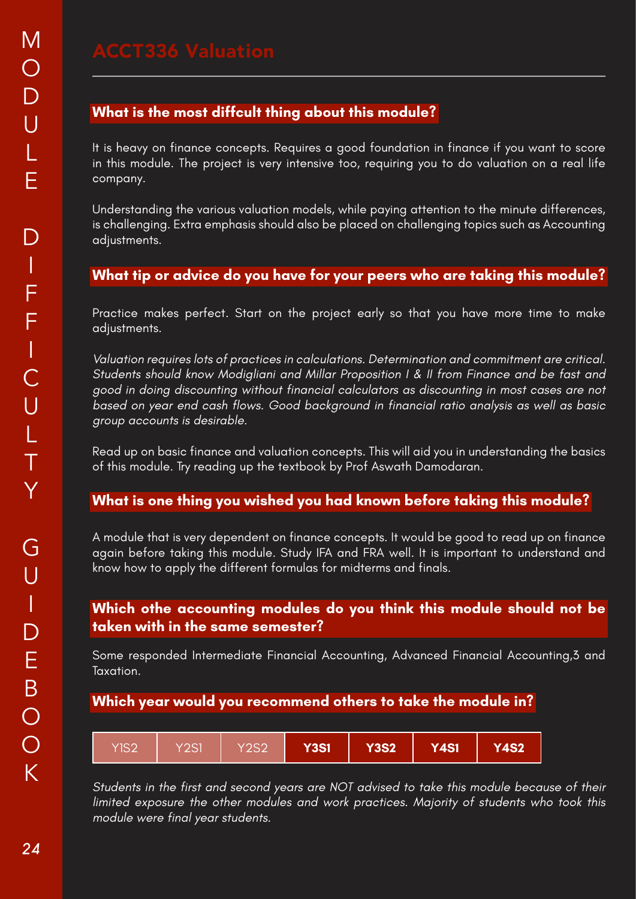# ACCT336 Valuation

### What is the most diffcult thing about this module?

It is heavy on finance concepts. Requires a good foundation in finance if you want to score in this module. The project is very intensive too, requiring you to do valuation on a real life company.

Understanding the various valuation models, while paying attention to the minute differences, is challenging. Extra emphasis should also be placed on challenging topics such as Accounting adjustments.

### What tip or advice do you have for your peers who are taking this module?

Practice makes perfect. Start on the project early so that you have more time to make adjustments.

*Valuation requires lots of practices in calculations. Determination and commitment are critical. Students should know Modigliani and Millar Proposition I & II from Finance and be fast and good in doing discounting without financial calculators as discounting in most cases are not based on year end cash flows. Good background in financial ratio analysis as well as basic group accounts is desirable.*

Read up on basic finance and valuation concepts. This will aid you in understanding the basics of this module. Try reading up the textbook by Prof Aswath Damodaran.

### What is one thing you wished you had known before taking this module?

A module that is very dependent on finance concepts. It would be good to read up on finance again before taking this module. Study IFA and FRA well. It is important to understand and know how to apply the different formulas for midterms and finals.

### Which othe accounting modules do you think this module should not be taken with in the same semester?

Some responded Intermediate Financial Accounting, Advanced Financial Accounting,3 and Taxation.

### Which year would you recommend others to take the module in?

| Y1S2 | Y2S1 | Y2S2 | **Y3S1** | **Y3S2** | **Y4S1** | **Y4S2** |
|---|---|---|---|---|---|---|

*Students in the first and second years are NOT advised to take this module because of their limited exposure the other modules and work practices. Majority of students who took this module were final year students.*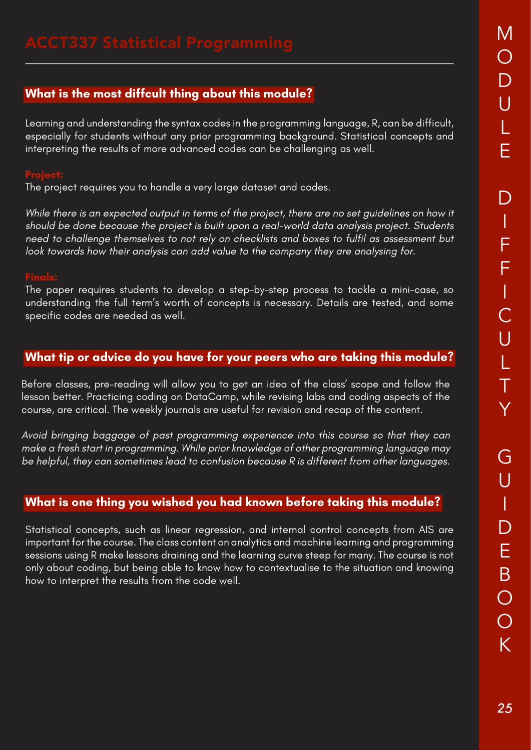# ACCT337 Statistical Programming

### What is the most diffcult thing about this module?

Learning and understanding the syntax codes in the programming language, R, can be difficult, especially for students without any prior programming background. Statistical concepts and interpreting the results of more advanced codes can be challenging as well.

**Project:**

The project requires you to handle a very large dataset and codes.

*While there is an expected output in terms of the project, there are no set guidelines on how it should be done because the project is built upon a real-world data analysis project. Students need to challenge themselves to not rely on checklists and boxes to fulfil as assessment but look towards how their analysis can add value to the company they are analysing for.*

**Finals:**

The paper requires students to develop a step-by-step process to tackle a mini-case, so understanding the full term's worth of concepts is necessary. Details are tested, and some specific codes are needed as well.

### What tip or advice do you have for your peers who are taking this module?

Before classes, pre-reading will allow you to get an idea of the class' scope and follow the lesson better. Practicing coding on DataCamp, while revising labs and coding aspects of the course, are critical. The weekly journals are useful for revision and recap of the content.

*Avoid bringing baggage of past programming experience into this course so that they can make a fresh start in programming. While prior knowledge of other programming language may be helpful, they can sometimes lead to confusion because R is different from other languages.*

### What is one thing you wished you had known before taking this module?

Statistical concepts, such as linear regression, and internal control concepts from AIS are important for the course. The class content on analytics and machine learning and programming sessions using R make lessons draining and the learning curve steep for many. The course is not only about coding, but being able to know how to contextualise to the situation and knowing how to interpret the results from the code well.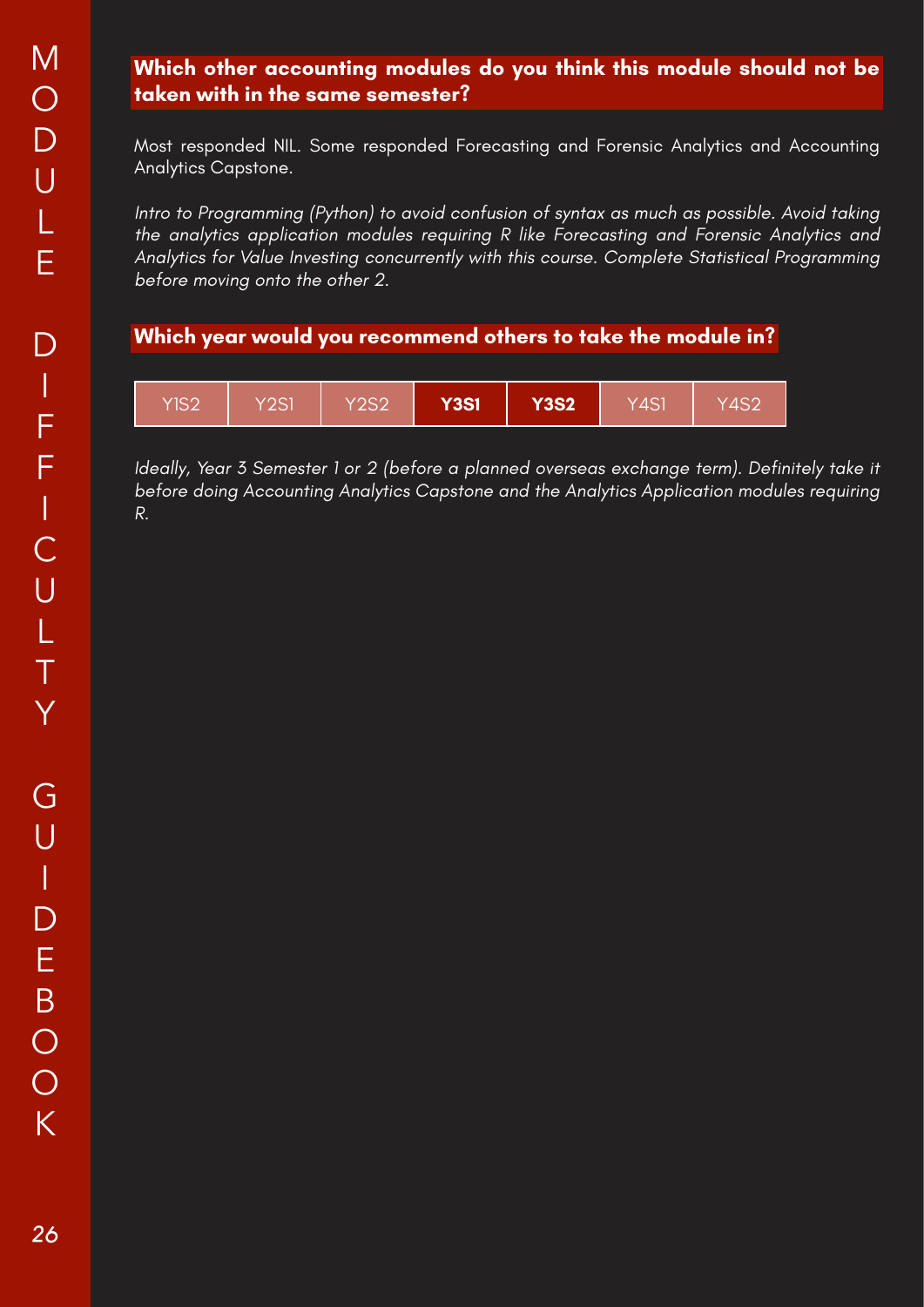## Which other accounting modules do you think this module should not be taken with in the same semester?

Most responded NIL. Some responded Forecasting and Forensic Analytics and Accounting Analytics Capstone.

*Intro to Programming (Python) to avoid confusion of syntax as much as possible. Avoid taking the analytics application modules requiring R like Forecasting and Forensic Analytics and Analytics for Value Investing concurrently with this course. Complete Statistical Programming before moving onto the other 2.*

## Which year would you recommend others to take the module in?

| Y1S2 | Y2S1 | Y2S2 | **Y3S1** | **Y3S2** | Y4S1 | Y4S2 |
|---|---|---|---|---|---|---|

*Ideally, Year 3 Semester 1 or 2 (before a planned overseas exchange term). Definitely take it before doing Accounting Analytics Capstone and the Analytics Application modules requiring R.*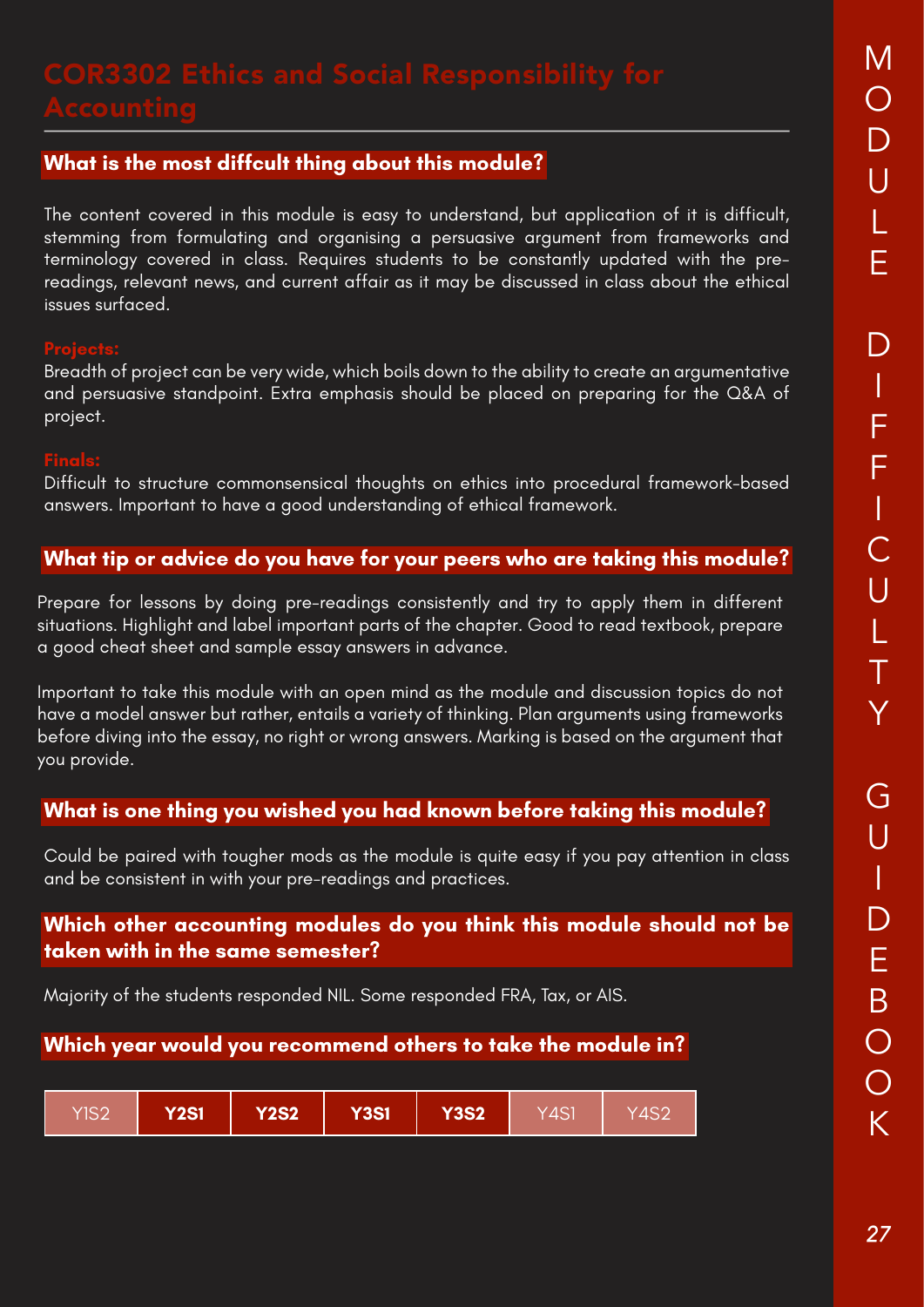# COR3302 Ethics and Social Responsibility for Accounting

## What is the most diffcult thing about this module?

The content covered in this module is easy to understand, but application of it is difficult, stemming from formulating and organising a persuasive argument from frameworks and terminology covered in class. Requires students to be constantly updated with the pre-readings, relevant news, and current affair as it may be discussed in class about the ethical issues surfaced.

**Projects:**
Breadth of project can be very wide, which boils down to the ability to create an argumentative and persuasive standpoint. Extra emphasis should be placed on preparing for the Q&A of project.

**Finals:**
Difficult to structure commonsensical thoughts on ethics into procedural framework-based answers. Important to have a good understanding of ethical framework.

## What tip or advice do you have for your peers who are taking this module?

Prepare for lessons by doing pre-readings consistently and try to apply them in different situations. Highlight and label important parts of the chapter. Good to read textbook, prepare a good cheat sheet and sample essay answers in advance.

Important to take this module with an open mind as the module and discussion topics do not have a model answer but rather, entails a variety of thinking. Plan arguments using frameworks before diving into the essay, no right or wrong answers. Marking is based on the argument that you provide.

## What is one thing you wished you had known before taking this module?

Could be paired with tougher mods as the module is quite easy if you pay attention in class and be consistent in with your pre-readings and practices.

## Which other accounting modules do you think this module should not be taken with in the same semester?

Majority of the students responded NIL. Some responded FRA, Tax, or AIS.

## Which year would you recommend others to take the module in?

| Y1S2 | **Y2S1** | **Y2S2** | **Y3S1** | **Y3S2** | Y4S1 | Y4S2 |
|---|---|---|---|---|---|---|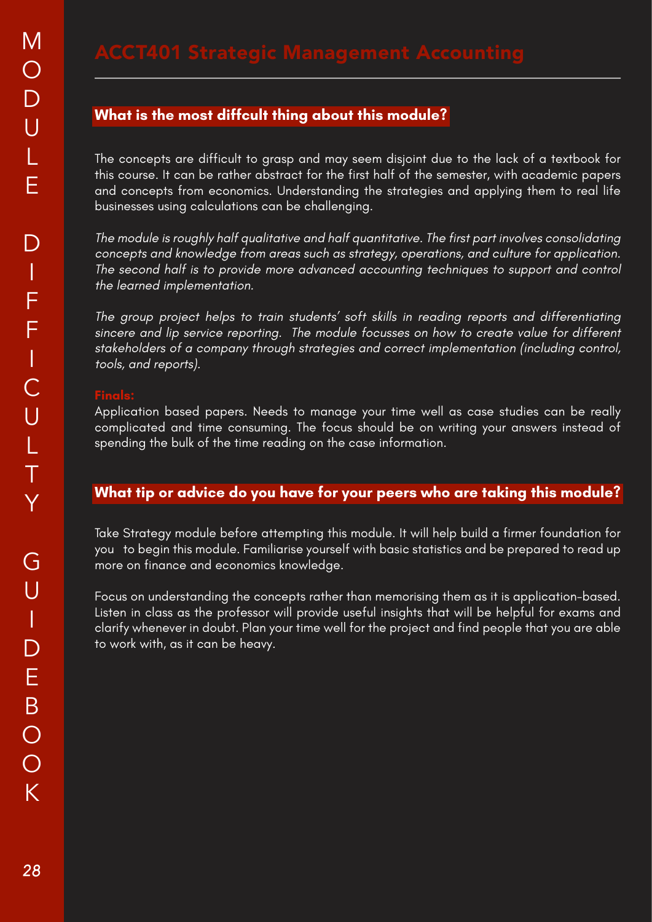# ACCT401 Strategic Management Accounting

## What is the most diffcult thing about this module?

The concepts are difficult to grasp and may seem disjoint due to the lack of a textbook for this course. It can be rather abstract for the first half of the semester, with academic papers and concepts from economics. Understanding the strategies and applying them to real life businesses using calculations can be challenging.

*The module is roughly half qualitative and half quantitative. The first part involves consolidating concepts and knowledge from areas such as strategy, operations, and culture for application. The second half is to provide more advanced accounting techniques to support and control the learned implementation.*

*The group project helps to train students' soft skills in reading reports and differentiating sincere and lip service reporting. The module focusses on how to create value for different stakeholders of a company through strategies and correct implementation (including control, tools, and reports).*

**Finals:**

Application based papers. Needs to manage your time well as case studies can be really complicated and time consuming. The focus should be on writing your answers instead of spending the bulk of the time reading on the case information.

## What tip or advice do you have for your peers who are taking this module?

Take Strategy module before attempting this module. It will help build a firmer foundation for you to begin this module. Familiarise yourself with basic statistics and be prepared to read up more on finance and economics knowledge.

Focus on understanding the concepts rather than memorising them as it is application-based. Listen in class as the professor will provide useful insights that will be helpful for exams and clarify whenever in doubt. Plan your time well for the project and find people that you are able to work with, as it can be heavy.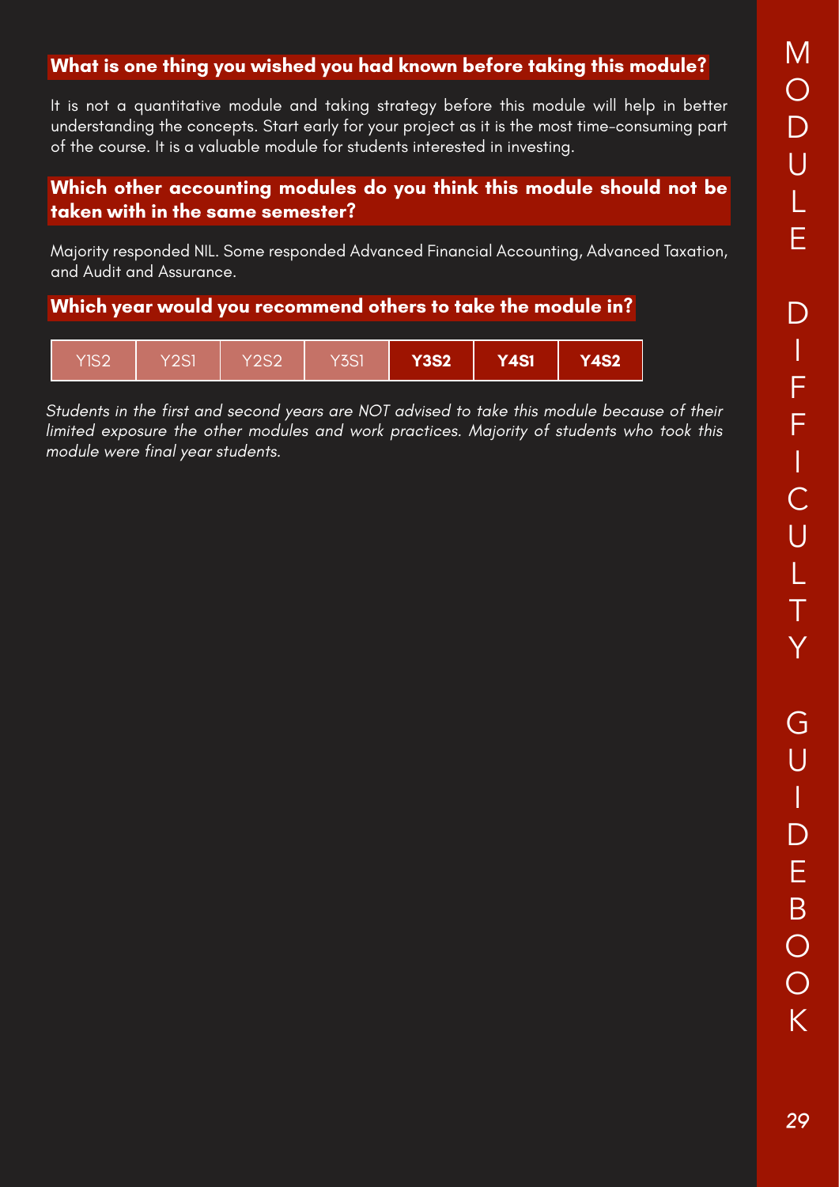### What is one thing you wished you had known before taking this module?

It is not a quantitative module and taking strategy before this module will help in better understanding the concepts. Start early for your project as it is the most time-consuming part of the course. It is a valuable module for students interested in investing.

### Which other accounting modules do you think this module should not be taken with in the same semester?

Majority responded NIL. Some responded Advanced Financial Accounting, Advanced Taxation, and Audit and Assurance.

### Which year would you recommend others to take the module in?

| Y1S2 | Y2S1 | Y2S2 | Y3S1 | **Y3S2** | **Y4S1** | **Y4S2** |
|---|---|---|---|---|---|---|

*Students in the first and second years are NOT advised to take this module because of their limited exposure the other modules and work practices. Majority of students who took this module were final year students.*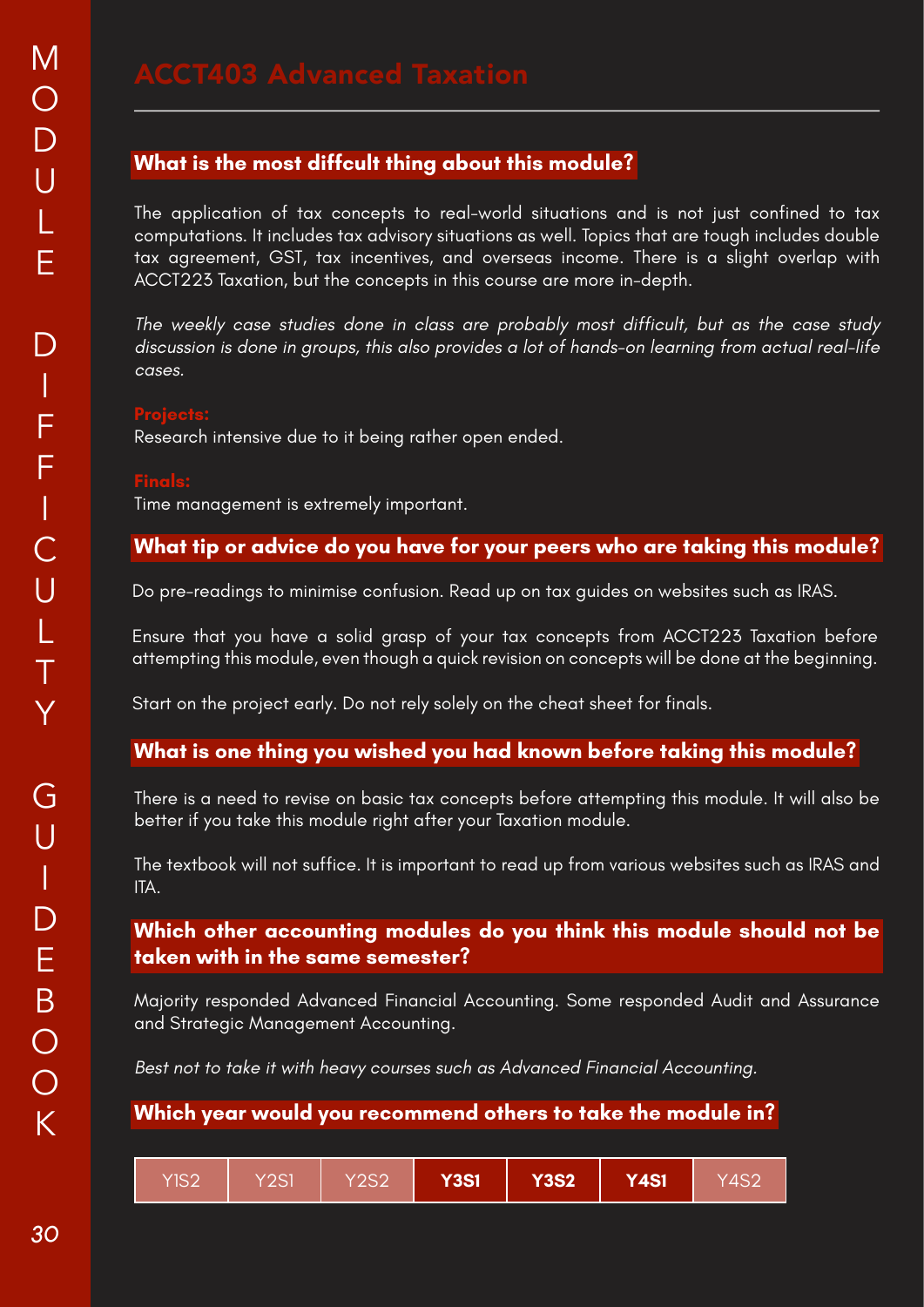# ACCT403 Advanced Taxation

**What is the most diffcult thing about this module?**

The application of tax concepts to real-world situations and is not just confined to tax computations. It includes tax advisory situations as well. Topics that are tough includes double tax agreement, GST, tax incentives, and overseas income. There is a slight overlap with ACCT223 Taxation, but the concepts in this course are more in-depth.

*The weekly case studies done in class are probably most difficult, but as the case study discussion is done in groups, this also provides a lot of hands-on learning from actual real-life cases.*

**Projects:**
Research intensive due to it being rather open ended.

**Finals:**
Time management is extremely important.

**What tip or advice do you have for your peers who are taking this module?**

Do pre-readings to minimise confusion. Read up on tax guides on websites such as IRAS.

Ensure that you have a solid grasp of your tax concepts from ACCT223 Taxation before attempting this module, even though a quick revision on concepts will be done at the beginning.

Start on the project early. Do not rely solely on the cheat sheet for finals.

**What is one thing you wished you had known before taking this module?**

There is a need to revise on basic tax concepts before attempting this module. It will also be better if you take this module right after your Taxation module.

The textbook will not suffice. It is important to read up from various websites such as IRAS and ITA.

**Which other accounting modules do you think this module should not be taken with in the same semester?**

Majority responded Advanced Financial Accounting. Some responded Audit and Assurance and Strategic Management Accounting.

*Best not to take it with heavy courses such as Advanced Financial Accounting.*

**Which year would you recommend others to take the module in?**

| Y1S2 | Y2S1 | Y2S2 | **Y3S1** | **Y3S2** | **Y4S1** | Y4S2 |
|---|---|---|---|---|---|---|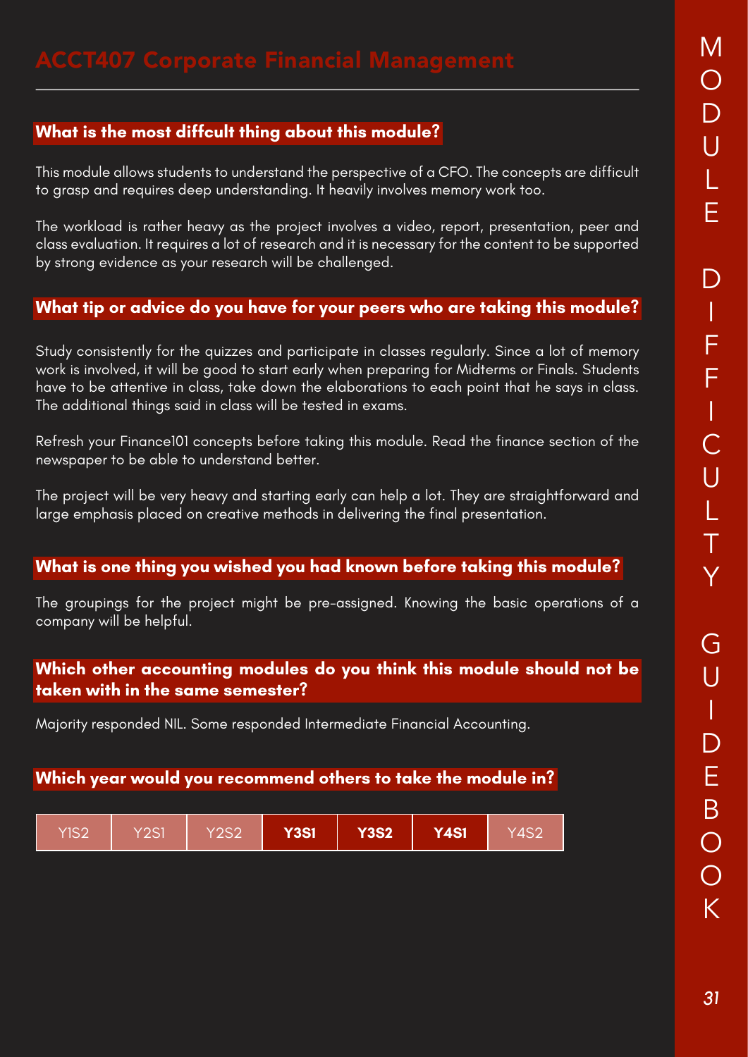# ACCT407 Corporate Financial Management

### What is the most diffcult thing about this module?

This module allows students to understand the perspective of a CFO. The concepts are difficult to grasp and requires deep understanding. It heavily involves memory work too.

The workload is rather heavy as the project involves a video, report, presentation, peer and class evaluation. It requires a lot of research and it is necessary for the content to be supported by strong evidence as your research will be challenged.

### What tip or advice do you have for your peers who are taking this module?

Study consistently for the quizzes and participate in classes regularly. Since a lot of memory work is involved, it will be good to start early when preparing for Midterms or Finals. Students have to be attentive in class, take down the elaborations to each point that he says in class. The additional things said in class will be tested in exams.

Refresh your Finance101 concepts before taking this module. Read the finance section of the newspaper to be able to understand better.

The project will be very heavy and starting early can help a lot. They are straightforward and large emphasis placed on creative methods in delivering the final presentation.

### What is one thing you wished you had known before taking this module?

The groupings for the project might be pre-assigned. Knowing the basic operations of a company will be helpful.

### Which other accounting modules do you think this module should not be taken with in the same semester?

Majority responded NIL. Some responded Intermediate Financial Accounting.

### Which year would you recommend others to take the module in?

| Y1S2 | Y2S1 | Y2S2 | **Y3S1** | **Y3S2** | **Y4S1** | Y4S2 |
|---|---|---|---|---|---|---|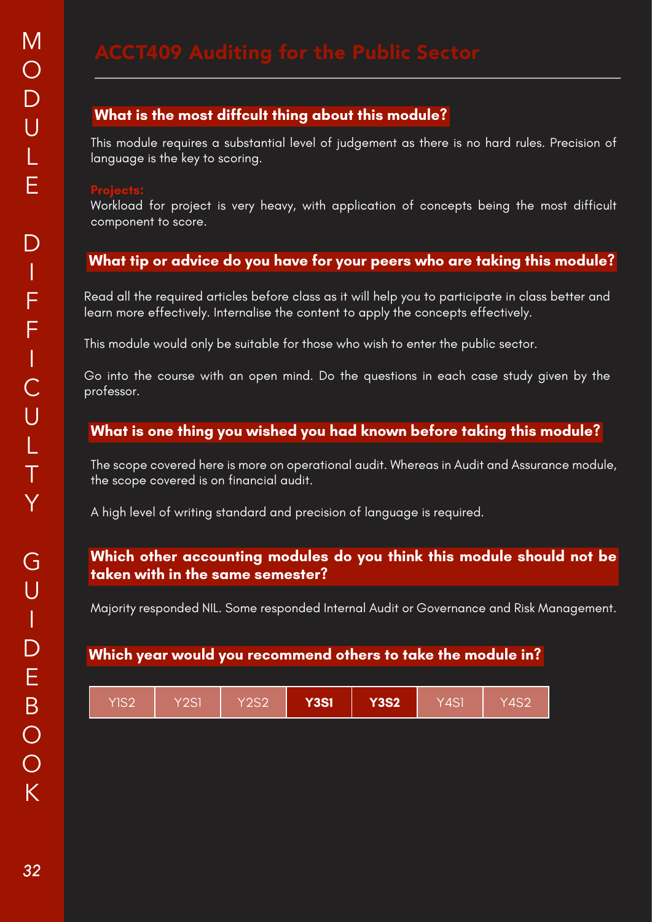# ACCT409 Auditing for the Public Sector

### What is the most diffcult thing about this module?

This module requires a substantial level of judgement as there is no hard rules. Precision of language is the key to scoring.

**Projects:**

Workload for project is very heavy, with application of concepts being the most difficult component to score.

### What tip or advice do you have for your peers who are taking this module?

Read all the required articles before class as it will help you to participate in class better and learn more effectively. Internalise the content to apply the concepts effectively.

This module would only be suitable for those who wish to enter the public sector.

Go into the course with an open mind. Do the questions in each case study given by the professor.

### What is one thing you wished you had known before taking this module?

The scope covered here is more on operational audit. Whereas in Audit and Assurance module, the scope covered is on financial audit.

A high level of writing standard and precision of language is required.

### Which other accounting modules do you think this module should not be taken with in the same semester?

Majority responded NIL. Some responded Internal Audit or Governance and Risk Management.

### Which year would you recommend others to take the module in?

| Y1S2 | Y2S1 | Y2S2 | **Y3S1** | **Y3S2** | Y4S1 | Y4S2 |
|---|---|---|---|---|---|---|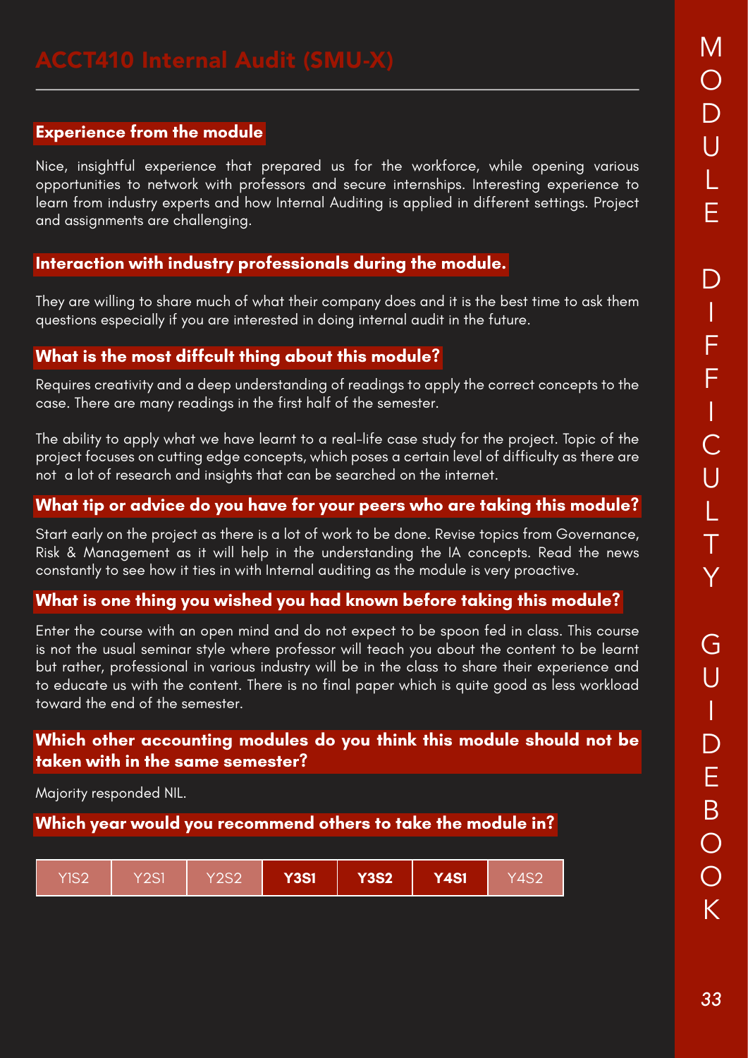# ACCT410 Internal Audit (SMU-X)

## Experience from the module

Nice, insightful experience that prepared us for the workforce, while opening various opportunities to network with professors and secure internships. Interesting experience to learn from industry experts and how Internal Auditing is applied in different settings. Project and assignments are challenging.

## Interaction with industry professionals during the module.

They are willing to share much of what their company does and it is the best time to ask them questions especially if you are interested in doing internal audit in the future.

## What is the most diffcult thing about this module?

Requires creativity and a deep understanding of readings to apply the correct concepts to the case. There are many readings in the first half of the semester.

The ability to apply what we have learnt to a real-life case study for the project. Topic of the project focuses on cutting edge concepts, which poses a certain level of difficulty as there are not a lot of research and insights that can be searched on the internet.

## What tip or advice do you have for your peers who are taking this module?

Start early on the project as there is a lot of work to be done. Revise topics from Governance, Risk & Management as it will help in the understanding the IA concepts. Read the news constantly to see how it ties in with Internal auditing as the module is very proactive.

## What is one thing you wished you had known before taking this module?

Enter the course with an open mind and do not expect to be spoon fed in class. This course is not the usual seminar style where professor will teach you about the content to be learnt but rather, professional in various industry will be in the class to share their experience and to educate us with the content. There is no final paper which is quite good as less workload toward the end of the semester.

## Which other accounting modules do you think this module should not be taken with in the same semester?

Majority responded NIL.

## Which year would you recommend others to take the module in?

| Y1S2 | Y2S1 | Y2S2 | **Y3S1** | **Y3S2** | **Y4S1** | Y4S2 |
|---|---|---|---|---|---|---|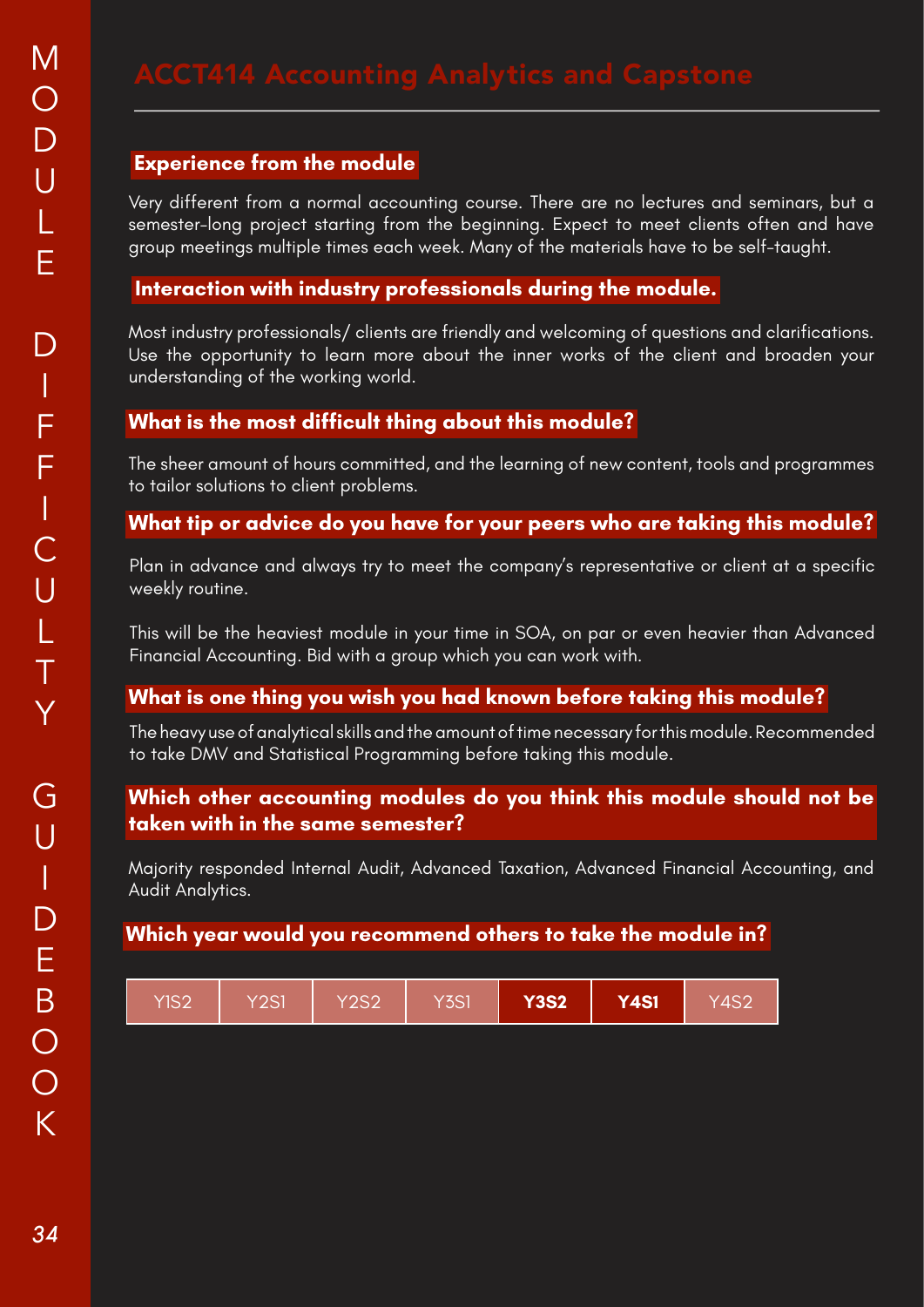# ACCT414 Accounting Analytics and Capstone

## Experience from the module

Very different from a normal accounting course. There are no lectures and seminars, but a semester-long project starting from the beginning. Expect to meet clients often and have group meetings multiple times each week. Many of the materials have to be self-taught.

## Interaction with industry professionals during the module.

Most industry professionals/ clients are friendly and welcoming of questions and clarifications. Use the opportunity to learn more about the inner works of the client and broaden your understanding of the working world.

## What is the most difficult thing about this module?

The sheer amount of hours committed, and the learning of new content, tools and programmes to tailor solutions to client problems.

## What tip or advice do you have for your peers who are taking this module?

Plan in advance and always try to meet the company's representative or client at a specific weekly routine.

This will be the heaviest module in your time in SOA, on par or even heavier than Advanced Financial Accounting. Bid with a group which you can work with.

## What is one thing you wish you had known before taking this module?

The heavy use of analytical skills and the amount of time necessary for this module. Recommended to take DMV and Statistical Programming before taking this module.

## Which other accounting modules do you think this module should not be taken with in the same semester?

Majority responded Internal Audit, Advanced Taxation, Advanced Financial Accounting, and Audit Analytics.

## Which year would you recommend others to take the module in?

| Y1S2 | Y2S1 | Y2S2 | Y3S1 | **Y3S2** | **Y4S1** | Y4S2 |
|---|---|---|---|---|---|---|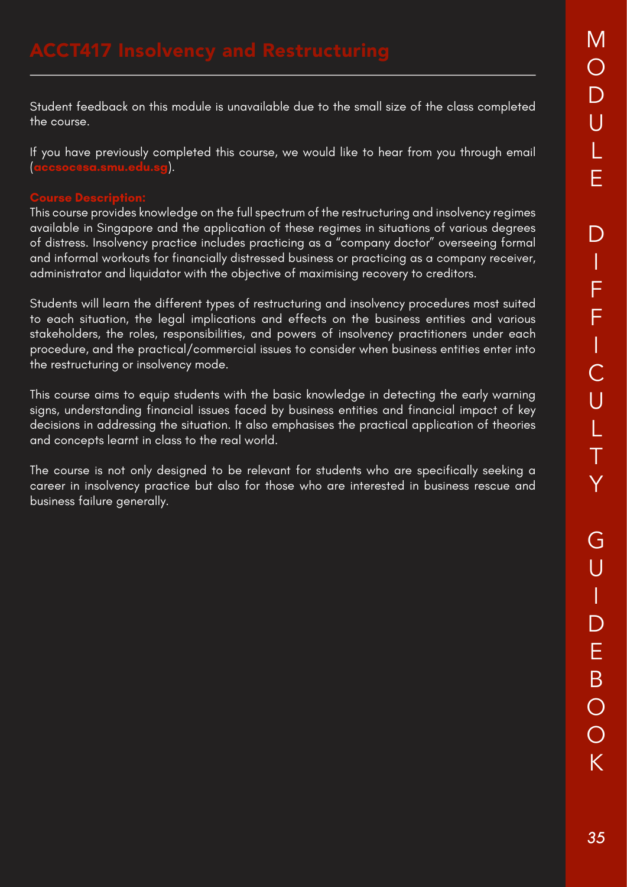# ACCT417 Insolvency and Restructuring

Student feedback on this module is unavailable due to the small size of the class completed the course.

If you have previously completed this course, we would like to hear from you through email (**accsoc@sa.smu.edu.sg**).

**Course Description:**

This course provides knowledge on the full spectrum of the restructuring and insolvency regimes available in Singapore and the application of these regimes in situations of various degrees of distress. Insolvency practice includes practicing as a "company doctor" overseeing formal and informal workouts for financially distressed business or practicing as a company receiver, administrator and liquidator with the objective of maximising recovery to creditors.

Students will learn the different types of restructuring and insolvency procedures most suited to each situation, the legal implications and effects on the business entities and various stakeholders, the roles, responsibilities, and powers of insolvency practitioners under each procedure, and the practical/commercial issues to consider when business entities enter into the restructuring or insolvency mode.

This course aims to equip students with the basic knowledge in detecting the early warning signs, understanding financial issues faced by business entities and financial impact of key decisions in addressing the situation. It also emphasises the practical application of theories and concepts learnt in class to the real world.

The course is not only designed to be relevant for students who are specifically seeking a career in insolvency practice but also for those who are interested in business rescue and business failure generally.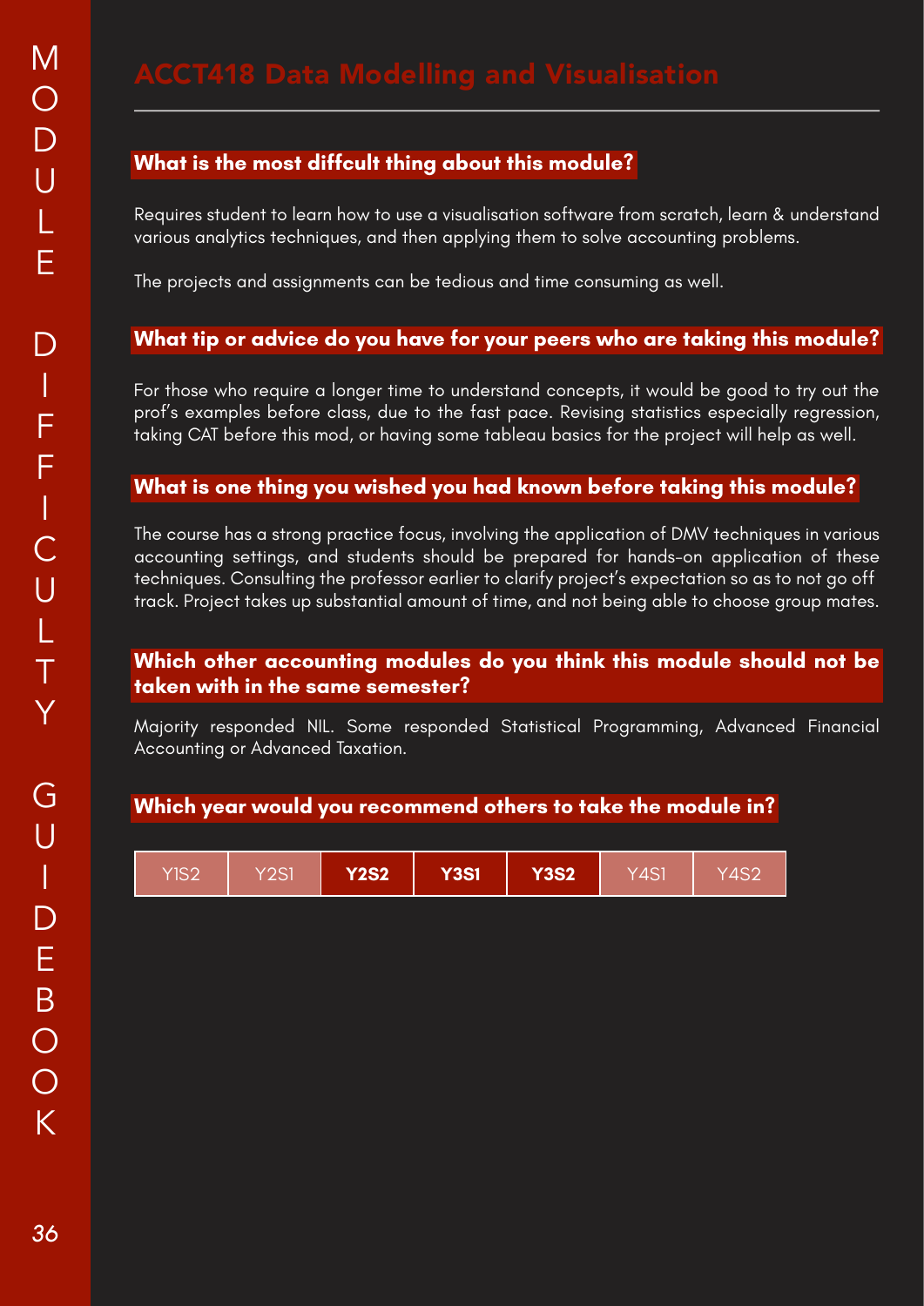# ACCT418 Data Modelling and Visualisation

## What is the most diffcult thing about this module?

Requires student to learn how to use a visualisation software from scratch, learn & understand various analytics techniques, and then applying them to solve accounting problems.

The projects and assignments can be tedious and time consuming as well.

## What tip or advice do you have for your peers who are taking this module?

For those who require a longer time to understand concepts, it would be good to try out the prof's examples before class, due to the fast pace. Revising statistics especially regression, taking CAT before this mod, or having some tableau basics for the project will help as well.

## What is one thing you wished you had known before taking this module?

The course has a strong practice focus, involving the application of DMV techniques in various accounting settings, and students should be prepared for hands-on application of these techniques. Consulting the professor earlier to clarify project's expectation so as to not go off track. Project takes up substantial amount of time, and not being able to choose group mates.

## Which other accounting modules do you think this module should not be taken with in the same semester?

Majority responded NIL. Some responded Statistical Programming, Advanced Financial Accounting or Advanced Taxation.

## Which year would you recommend others to take the module in?

| Y1S2 | Y2S1 | **Y2S2** | **Y3S1** | **Y3S2** | Y4S1 | Y4S2 |
|---|---|---|---|---|---|---|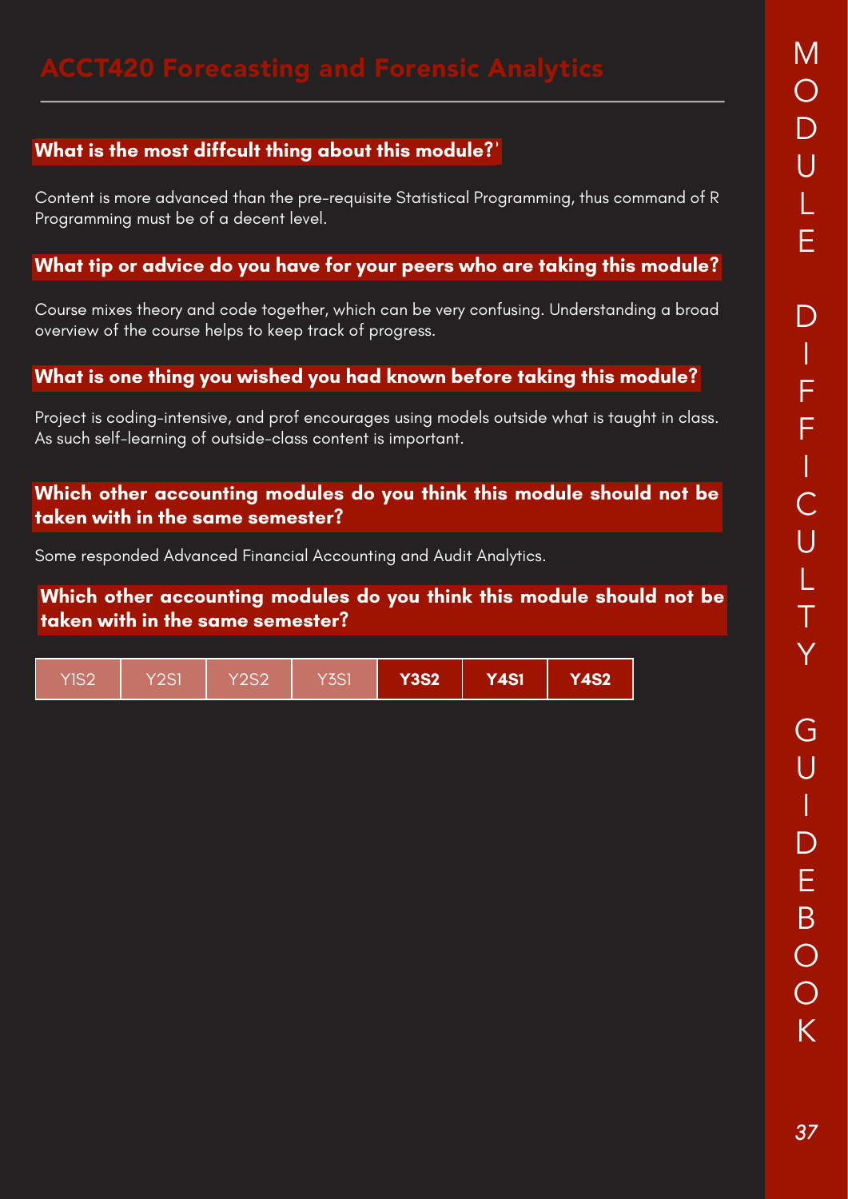# ACCT420 Forecasting and Forensic Analytics

**What is the most diffcult thing about this module?'**

Content is more advanced than the pre-requisite Statistical Programming, thus command of R Programming must be of a decent level.

**What tip or advice do you have for your peers who are taking this module?**

Course mixes theory and code together, which can be very confusing. Understanding a broad overview of the course helps to keep track of progress.

**What is one thing you wished you had known before taking this module?**

Project is coding-intensive, and prof encourages using models outside what is taught in class. As such self-learning of outside-class content is important.

**Which other accounting modules do you think this module should not be taken with in the same semester?**

Some responded Advanced Financial Accounting and Audit Analytics.

**Which other accounting modules do you think this module should not be taken with in the same semester?**

| Y1S2 | Y2S1 | Y2S2 | Y3S1 | **Y3S2** | **Y4S1** | **Y4S2** |
|---|---|---|---|---|---|---|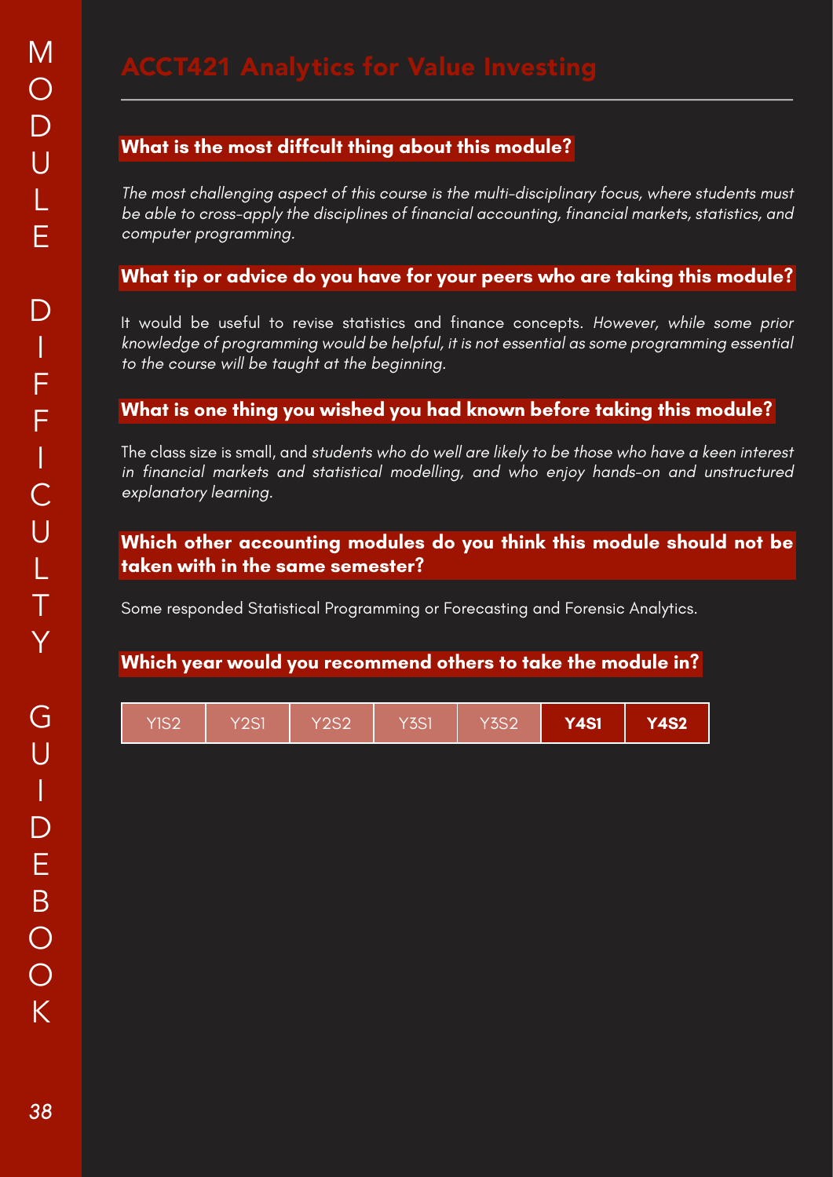# ACCT421 Analytics for Value Investing

### What is the most diffcult thing about this module?

*The most challenging aspect of this course is the multi-disciplinary focus, where students must be able to cross-apply the disciplines of financial accounting, financial markets, statistics, and computer programming.*

### What tip or advice do you have for your peers who are taking this module?

It would be useful to revise statistics and finance concepts. *However, while some prior knowledge of programming would be helpful, it is not essential as some programming essential to the course will be taught at the beginning.*

### What is one thing you wished you had known before taking this module?

The class size is small, and *students who do well are likely to be those who have a keen interest in financial markets and statistical modelling, and who enjoy hands-on and unstructured explanatory learning.*

### Which other accounting modules do you think this module should not be taken with in the same semester?

Some responded Statistical Programming or Forecasting and Forensic Analytics.

### Which year would you recommend others to take the module in?

| Y1S2 | Y2S1 | Y2S2 | Y3S1 | Y3S2 | **Y4S1** | **Y4S2** |
|---|---|---|---|---|---|---|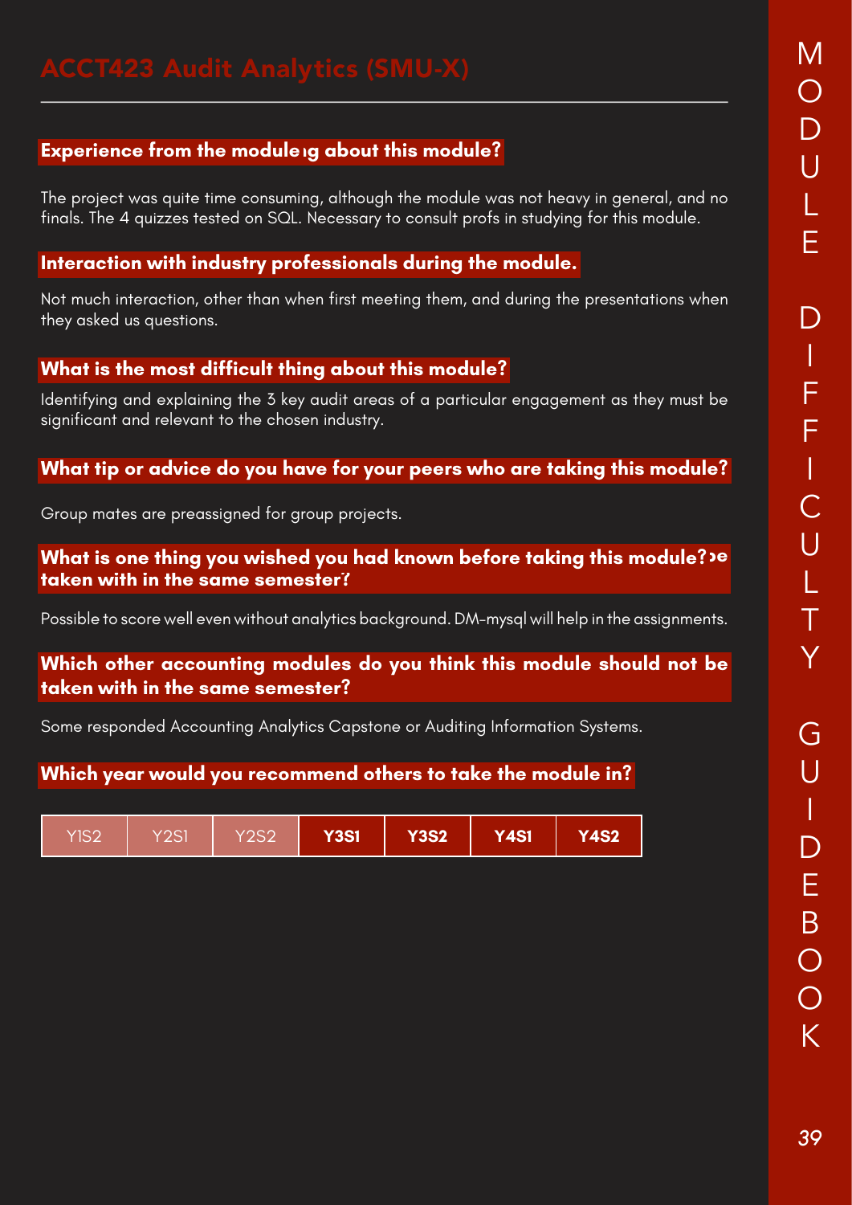# ACCT423 Audit Analytics (SMU-X)

### Experience from the moduleıg about this module?

The project was quite time consuming, although the module was not heavy in general, and no finals. The 4 quizzes tested on SQL. Necessary to consult profs in studying for this module.

### Interaction with industry professionals during the module.

Not much interaction, other than when first meeting them, and during the presentations when they asked us questions.

### What is the most difficult thing about this module?

Identifying and explaining the 3 key audit areas of a particular engagement as they must be significant and relevant to the chosen industry.

### What tip or advice do you have for your peers who are taking this module?

Group mates are preassigned for group projects.

### What is one thing you wished you had known before taking this module?ɔe taken with in the same semester?

Possible to score well even without analytics background. DM-mysql will help in the assignments.

### Which other accounting modules do you think this module should not be taken with in the same semester?

Some responded Accounting Analytics Capstone or Auditing Information Systems.

### Which year would you recommend others to take the module in?

| Y1S2 | Y2S1 | Y2S2 | **Y3S1** | **Y3S2** | **Y4S1** | **Y4S2** |
|---|---|---|---|---|---|---|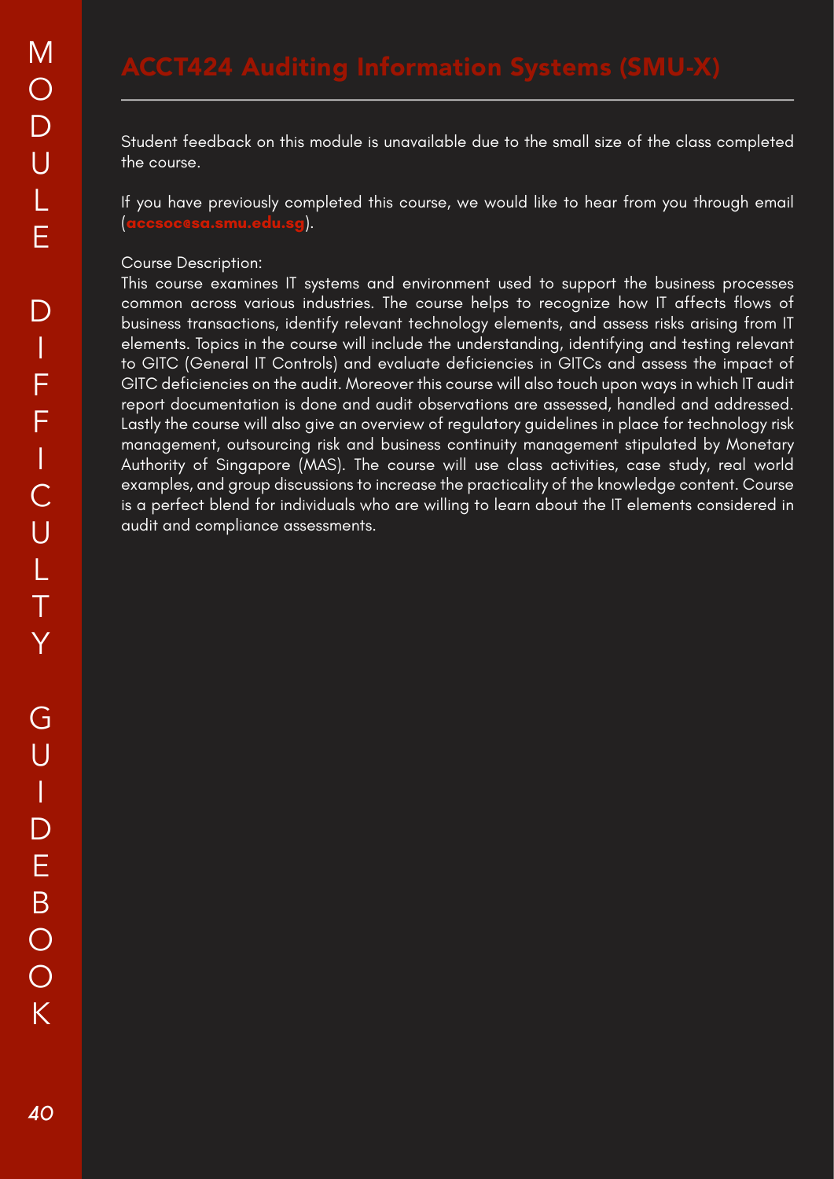# ACCT424 Auditing Information Systems (SMU-X)

Student feedback on this module is unavailable due to the small size of the class completed the course.

If you have previously completed this course, we would like to hear from you through email (**accsoc@sa.smu.edu.sg**).

Course Description:
This course examines IT systems and environment used to support the business processes common across various industries. The course helps to recognize how IT affects flows of business transactions, identify relevant technology elements, and assess risks arising from IT elements. Topics in the course will include the understanding, identifying and testing relevant to GITC (General IT Controls) and evaluate deficiencies in GITCs and assess the impact of GITC deficiencies on the audit. Moreover this course will also touch upon ways in which IT audit report documentation is done and audit observations are assessed, handled and addressed. Lastly the course will also give an overview of regulatory guidelines in place for technology risk management, outsourcing risk and business continuity management stipulated by Monetary Authority of Singapore (MAS). The course will use class activities, case study, real world examples, and group discussions to increase the practicality of the knowledge content. Course is a perfect blend for individuals who are willing to learn about the IT elements considered in audit and compliance assessments.